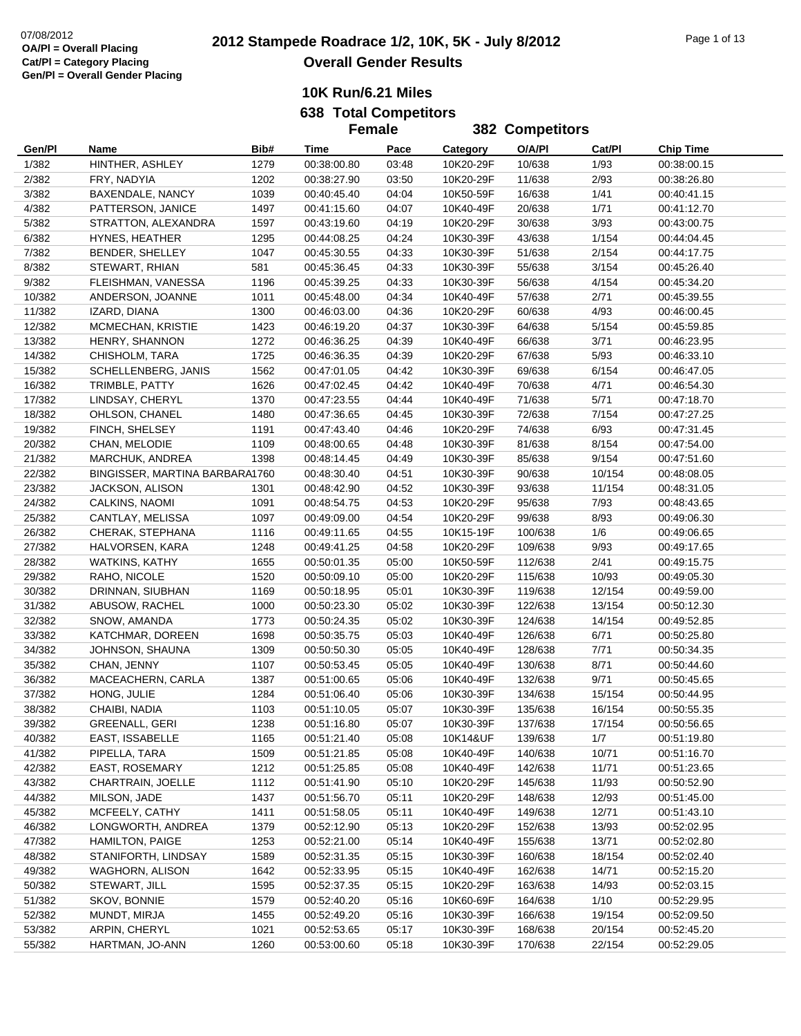07/08/2012
**OA/Pl = Overall Placing**
**Cat/Pl = Category Placing**
**Gen/Pl = Overall Gender Placing**

# 2012 Stampede Roadrace 1/2, 10K, 5K - July 8/2012

## Overall Gender Results

### 10K Run/6.21 Miles

### 638 Total Competitors

### Female 382 Competitors

| Gen/Pl | Name | Bib# | Time | Pace | Category | O/A/Pl | Cat/Pl | Chip Time |
|---|---|---|---|---|---|---|---|---|
| 1/382 | HINTHER, ASHLEY | 1279 | 00:38:00.80 | 03:48 | 10K20-29F | 10/638 | 1/93 | 00:38:00.15 |
| 2/382 | FRY, NADYIA | 1202 | 00:38:27.90 | 03:50 | 10K20-29F | 11/638 | 2/93 | 00:38:26.80 |
| 3/382 | BAXENDALE, NANCY | 1039 | 00:40:45.40 | 04:04 | 10K50-59F | 16/638 | 1/41 | 00:40:41.15 |
| 4/382 | PATTERSON, JANICE | 1497 | 00:41:15.60 | 04:07 | 10K40-49F | 20/638 | 1/71 | 00:41:12.70 |
| 5/382 | STRATTON, ALEXANDRA | 1597 | 00:43:19.60 | 04:19 | 10K20-29F | 30/638 | 3/93 | 00:43:00.75 |
| 6/382 | HYNES, HEATHER | 1295 | 00:44:08.25 | 04:24 | 10K30-39F | 43/638 | 1/154 | 00:44:04.45 |
| 7/382 | BENDER, SHELLEY | 1047 | 00:45:30.55 | 04:33 | 10K30-39F | 51/638 | 2/154 | 00:44:17.75 |
| 8/382 | STEWART, RHIAN | 581 | 00:45:36.45 | 04:33 | 10K30-39F | 55/638 | 3/154 | 00:45:26.40 |
| 9/382 | FLEISHMAN, VANESSA | 1196 | 00:45:39.25 | 04:33 | 10K30-39F | 56/638 | 4/154 | 00:45:34.20 |
| 10/382 | ANDERSON, JOANNE | 1011 | 00:45:48.00 | 04:34 | 10K40-49F | 57/638 | 2/71 | 00:45:39.55 |
| 11/382 | IZARD, DIANA | 1300 | 00:46:03.00 | 04:36 | 10K20-29F | 60/638 | 4/93 | 00:46:00.45 |
| 12/382 | MCMECHAN, KRISTIE | 1423 | 00:46:19.20 | 04:37 | 10K30-39F | 64/638 | 5/154 | 00:45:59.85 |
| 13/382 | HENRY, SHANNON | 1272 | 00:46:36.25 | 04:39 | 10K40-49F | 66/638 | 3/71 | 00:46:23.95 |
| 14/382 | CHISHOLM, TARA | 1725 | 00:46:36.35 | 04:39 | 10K20-29F | 67/638 | 5/93 | 00:46:33.10 |
| 15/382 | SCHELLENBERG, JANIS | 1562 | 00:47:01.05 | 04:42 | 10K30-39F | 69/638 | 6/154 | 00:46:47.05 |
| 16/382 | TRIMBLE, PATTY | 1626 | 00:47:02.45 | 04:42 | 10K40-49F | 70/638 | 4/71 | 00:46:54.30 |
| 17/382 | LINDSAY, CHERYL | 1370 | 00:47:23.55 | 04:44 | 10K40-49F | 71/638 | 5/71 | 00:47:18.70 |
| 18/382 | OHLSON, CHANEL | 1480 | 00:47:36.65 | 04:45 | 10K30-39F | 72/638 | 7/154 | 00:47:27.25 |
| 19/382 | FINCH, SHELSEY | 1191 | 00:47:43.40 | 04:46 | 10K20-29F | 74/638 | 6/93 | 00:47:31.45 |
| 20/382 | CHAN, MELODIE | 1109 | 00:48:00.65 | 04:48 | 10K30-39F | 81/638 | 8/154 | 00:47:54.00 |
| 21/382 | MARCHUK, ANDREA | 1398 | 00:48:14.45 | 04:49 | 10K30-39F | 85/638 | 9/154 | 00:47:51.60 |
| 22/382 | BINGISSER, MARTINA BARBARA | 1760 | 00:48:30.40 | 04:51 | 10K30-39F | 90/638 | 10/154 | 00:48:08.05 |
| 23/382 | JACKSON, ALISON | 1301 | 00:48:42.90 | 04:52 | 10K30-39F | 93/638 | 11/154 | 00:48:31.05 |
| 24/382 | CALKINS, NAOMI | 1091 | 00:48:54.75 | 04:53 | 10K20-29F | 95/638 | 7/93 | 00:48:43.65 |
| 25/382 | CANTLAY, MELISSA | 1097 | 00:49:09.00 | 04:54 | 10K20-29F | 99/638 | 8/93 | 00:49:06.30 |
| 26/382 | CHERAK, STEPHANA | 1116 | 00:49:11.65 | 04:55 | 10K15-19F | 100/638 | 1/6 | 00:49:06.65 |
| 27/382 | HALVORSEN, KARA | 1248 | 00:49:41.25 | 04:58 | 10K20-29F | 109/638 | 9/93 | 00:49:17.65 |
| 28/382 | WATKINS, KATHY | 1655 | 00:50:01.35 | 05:00 | 10K50-59F | 112/638 | 2/41 | 00:49:15.75 |
| 29/382 | RAHO, NICOLE | 1520 | 00:50:09.10 | 05:00 | 10K20-29F | 115/638 | 10/93 | 00:49:05.30 |
| 30/382 | DRINNAN, SIUBHAN | 1169 | 00:50:18.95 | 05:01 | 10K30-39F | 119/638 | 12/154 | 00:49:59.00 |
| 31/382 | ABUSOW, RACHEL | 1000 | 00:50:23.30 | 05:02 | 10K30-39F | 122/638 | 13/154 | 00:50:12.30 |
| 32/382 | SNOW, AMANDA | 1773 | 00:50:24.35 | 05:02 | 10K30-39F | 124/638 | 14/154 | 00:49:52.85 |
| 33/382 | KATCHMAR, DOREEN | 1698 | 00:50:35.75 | 05:03 | 10K40-49F | 126/638 | 6/71 | 00:50:25.80 |
| 34/382 | JOHNSON, SHAUNA | 1309 | 00:50:50.30 | 05:05 | 10K40-49F | 128/638 | 7/71 | 00:50:34.35 |
| 35/382 | CHAN, JENNY | 1107 | 00:50:53.45 | 05:05 | 10K40-49F | 130/638 | 8/71 | 00:50:44.60 |
| 36/382 | MACEACHERN, CARLA | 1387 | 00:51:00.65 | 05:06 | 10K40-49F | 132/638 | 9/71 | 00:50:45.65 |
| 37/382 | HONG, JULIE | 1284 | 00:51:06.40 | 05:06 | 10K30-39F | 134/638 | 15/154 | 00:50:44.95 |
| 38/382 | CHAIBI, NADIA | 1103 | 00:51:10.05 | 05:07 | 10K30-39F | 135/638 | 16/154 | 00:50:55.35 |
| 39/382 | GREENALL, GERI | 1238 | 00:51:16.80 | 05:07 | 10K30-39F | 137/638 | 17/154 | 00:50:56.65 |
| 40/382 | EAST, ISSABELLE | 1165 | 00:51:21.40 | 05:08 | 10K14&UF | 139/638 | 1/7 | 00:51:19.80 |
| 41/382 | PIPELLA, TARA | 1509 | 00:51:21.85 | 05:08 | 10K40-49F | 140/638 | 10/71 | 00:51:16.70 |
| 42/382 | EAST, ROSEMARY | 1212 | 00:51:25.85 | 05:08 | 10K40-49F | 142/638 | 11/71 | 00:51:23.65 |
| 43/382 | CHARTRAIN, JOELLE | 1112 | 00:51:41.90 | 05:10 | 10K20-29F | 145/638 | 11/93 | 00:50:52.90 |
| 44/382 | MILSON, JADE | 1437 | 00:51:56.70 | 05:11 | 10K20-29F | 148/638 | 12/93 | 00:51:45.00 |
| 45/382 | MCFEELY, CATHY | 1411 | 00:51:58.05 | 05:11 | 10K40-49F | 149/638 | 12/71 | 00:51:43.10 |
| 46/382 | LONGWORTH, ANDREA | 1379 | 00:52:12.90 | 05:13 | 10K20-29F | 152/638 | 13/93 | 00:52:02.95 |
| 47/382 | HAMILTON, PAIGE | 1253 | 00:52:21.00 | 05:14 | 10K40-49F | 155/638 | 13/71 | 00:52:02.80 |
| 48/382 | STANIFORTH, LINDSAY | 1589 | 00:52:31.35 | 05:15 | 10K30-39F | 160/638 | 18/154 | 00:52:02.40 |
| 49/382 | WAGHORN, ALISON | 1642 | 00:52:33.95 | 05:15 | 10K40-49F | 162/638 | 14/71 | 00:52:15.20 |
| 50/382 | STEWART, JILL | 1595 | 00:52:37.35 | 05:15 | 10K20-29F | 163/638 | 14/93 | 00:52:03.15 |
| 51/382 | SKOV, BONNIE | 1579 | 00:52:40.20 | 05:16 | 10K60-69F | 164/638 | 1/10 | 00:52:29.95 |
| 52/382 | MUNDT, MIRJA | 1455 | 00:52:49.20 | 05:16 | 10K30-39F | 166/638 | 19/154 | 00:52:09.50 |
| 53/382 | ARPIN, CHERYL | 1021 | 00:52:53.65 | 05:17 | 10K30-39F | 168/638 | 20/154 | 00:52:45.20 |
| 55/382 | HARTMAN, JO-ANN | 1260 | 00:53:00.60 | 05:18 | 10K30-39F | 170/638 | 22/154 | 00:52:29.05 |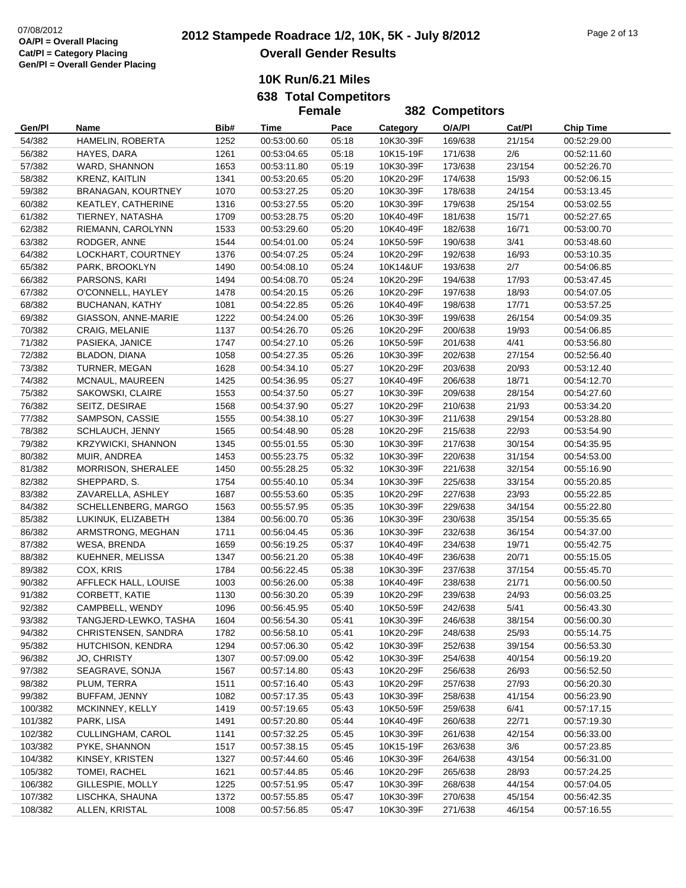07/08/2012
OA/Pl = Overall Placing
Cat/Pl = Category Placing
Gen/Pl = Overall Gender Placing

# 2012 Stampede Roadrace 1/2, 10K, 5K - July 8/2012

## Overall Gender Results

### 10K Run/6.21 Miles

### 638 Total Competitors

### Female 382 Competitors

| Gen/Pl | Name | Bib# | Time | Pace | Category | O/A/Pl | Cat/Pl | Chip Time |
|---|---|---|---|---|---|---|---|---|
| 54/382 | HAMELIN, ROBERTA | 1252 | 00:53:00.60 | 05:18 | 10K30-39F | 169/638 | 21/154 | 00:52:29.00 |
| 56/382 | HAYES, DARA | 1261 | 00:53:04.65 | 05:18 | 10K15-19F | 171/638 | 2/6 | 00:52:11.60 |
| 57/382 | WARD, SHANNON | 1653 | 00:53:11.80 | 05:19 | 10K30-39F | 173/638 | 23/154 | 00:52:26.70 |
| 58/382 | KRENZ, KAITLIN | 1341 | 00:53:20.65 | 05:20 | 10K20-29F | 174/638 | 15/93 | 00:52:06.15 |
| 59/382 | BRANAGAN, KOURTNEY | 1070 | 00:53:27.25 | 05:20 | 10K30-39F | 178/638 | 24/154 | 00:53:13.45 |
| 60/382 | KEATLEY, CATHERINE | 1316 | 00:53:27.55 | 05:20 | 10K30-39F | 179/638 | 25/154 | 00:53:02.55 |
| 61/382 | TIERNEY, NATASHA | 1709 | 00:53:28.75 | 05:20 | 10K40-49F | 181/638 | 15/71 | 00:52:27.65 |
| 62/382 | RIEMANN, CAROLYNN | 1533 | 00:53:29.60 | 05:20 | 10K40-49F | 182/638 | 16/71 | 00:53:00.70 |
| 63/382 | RODGER, ANNE | 1544 | 00:54:01.00 | 05:24 | 10K50-59F | 190/638 | 3/41 | 00:53:48.60 |
| 64/382 | LOCKHART, COURTNEY | 1376 | 00:54:07.25 | 05:24 | 10K20-29F | 192/638 | 16/93 | 00:53:10.35 |
| 65/382 | PARK, BROOKLYN | 1490 | 00:54:08.10 | 05:24 | 10K14&UF | 193/638 | 2/7 | 00:54:06.85 |
| 66/382 | PARSONS, KARI | 1494 | 00:54:08.70 | 05:24 | 10K20-29F | 194/638 | 17/93 | 00:53:47.45 |
| 67/382 | O'CONNELL, HAYLEY | 1478 | 00:54:20.15 | 05:26 | 10K20-29F | 197/638 | 18/93 | 00:54:07.05 |
| 68/382 | BUCHANAN, KATHY | 1081 | 00:54:22.85 | 05:26 | 10K40-49F | 198/638 | 17/71 | 00:53:57.25 |
| 69/382 | GIASSON, ANNE-MARIE | 1222 | 00:54:24.00 | 05:26 | 10K30-39F | 199/638 | 26/154 | 00:54:09.35 |
| 70/382 | CRAIG, MELANIE | 1137 | 00:54:26.70 | 05:26 | 10K20-29F | 200/638 | 19/93 | 00:54:06.85 |
| 71/382 | PASIEKA, JANICE | 1747 | 00:54:27.10 | 05:26 | 10K50-59F | 201/638 | 4/41 | 00:53:56.80 |
| 72/382 | BLADON, DIANA | 1058 | 00:54:27.35 | 05:26 | 10K30-39F | 202/638 | 27/154 | 00:52:56.40 |
| 73/382 | TURNER, MEGAN | 1628 | 00:54:34.10 | 05:27 | 10K20-29F | 203/638 | 20/93 | 00:53:12.40 |
| 74/382 | MCNAUL, MAUREEN | 1425 | 00:54:36.95 | 05:27 | 10K40-49F | 206/638 | 18/71 | 00:54:12.70 |
| 75/382 | SAKOWSKI, CLAIRE | 1553 | 00:54:37.50 | 05:27 | 10K30-39F | 209/638 | 28/154 | 00:54:27.60 |
| 76/382 | SEITZ, DESIRAE | 1568 | 00:54:37.90 | 05:27 | 10K20-29F | 210/638 | 21/93 | 00:53:34.20 |
| 77/382 | SAMPSON, CASSIE | 1555 | 00:54:38.10 | 05:27 | 10K30-39F | 211/638 | 29/154 | 00:53:28.80 |
| 78/382 | SCHLAUCH, JENNY | 1565 | 00:54:48.90 | 05:28 | 10K20-29F | 215/638 | 22/93 | 00:53:54.90 |
| 79/382 | KRZYWICKI, SHANNON | 1345 | 00:55:01.55 | 05:30 | 10K30-39F | 217/638 | 30/154 | 00:54:35.95 |
| 80/382 | MUIR, ANDREA | 1453 | 00:55:23.75 | 05:32 | 10K30-39F | 220/638 | 31/154 | 00:54:53.00 |
| 81/382 | MORRISON, SHERALEE | 1450 | 00:55:28.25 | 05:32 | 10K30-39F | 221/638 | 32/154 | 00:55:16.90 |
| 82/382 | SHEPPARD, S. | 1754 | 00:55:40.10 | 05:34 | 10K30-39F | 225/638 | 33/154 | 00:55:20.85 |
| 83/382 | ZAVARELLA, ASHLEY | 1687 | 00:55:53.60 | 05:35 | 10K20-29F | 227/638 | 23/93 | 00:55:22.85 |
| 84/382 | SCHELLENBERG, MARGO | 1563 | 00:55:57.95 | 05:35 | 10K30-39F | 229/638 | 34/154 | 00:55:22.80 |
| 85/382 | LUKINUK, ELIZABETH | 1384 | 00:56:00.70 | 05:36 | 10K30-39F | 230/638 | 35/154 | 00:55:35.65 |
| 86/382 | ARMSTRONG, MEGHAN | 1711 | 00:56:04.45 | 05:36 | 10K30-39F | 232/638 | 36/154 | 00:54:37.00 |
| 87/382 | WESA, BRENDA | 1659 | 00:56:19.25 | 05:37 | 10K40-49F | 234/638 | 19/71 | 00:55:42.75 |
| 88/382 | KUEHNER, MELISSA | 1347 | 00:56:21.20 | 05:38 | 10K40-49F | 236/638 | 20/71 | 00:55:15.05 |
| 89/382 | COX, KRIS | 1784 | 00:56:22.45 | 05:38 | 10K30-39F | 237/638 | 37/154 | 00:55:45.70 |
| 90/382 | AFFLECK HALL, LOUISE | 1003 | 00:56:26.00 | 05:38 | 10K40-49F | 238/638 | 21/71 | 00:56:00.50 |
| 91/382 | CORBETT, KATIE | 1130 | 00:56:30.20 | 05:39 | 10K20-29F | 239/638 | 24/93 | 00:56:03.25 |
| 92/382 | CAMPBELL, WENDY | 1096 | 00:56:45.95 | 05:40 | 10K50-59F | 242/638 | 5/41 | 00:56:43.30 |
| 93/382 | TANGJERD-LEWKO, TASHA | 1604 | 00:56:54.30 | 05:41 | 10K30-39F | 246/638 | 38/154 | 00:56:00.30 |
| 94/382 | CHRISTENSEN, SANDRA | 1782 | 00:56:58.10 | 05:41 | 10K20-29F | 248/638 | 25/93 | 00:55:14.75 |
| 95/382 | HUTCHISON, KENDRA | 1294 | 00:57:06.30 | 05:42 | 10K30-39F | 252/638 | 39/154 | 00:56:53.30 |
| 96/382 | JO, CHRISTY | 1307 | 00:57:09.00 | 05:42 | 10K30-39F | 254/638 | 40/154 | 00:56:19.20 |
| 97/382 | SEAGRAVE, SONJA | 1567 | 00:57:14.80 | 05:43 | 10K20-29F | 256/638 | 26/93 | 00:56:52.50 |
| 98/382 | PLUM, TERRA | 1511 | 00:57:16.40 | 05:43 | 10K20-29F | 257/638 | 27/93 | 00:56:20.30 |
| 99/382 | BUFFAM, JENNY | 1082 | 00:57:17.35 | 05:43 | 10K30-39F | 258/638 | 41/154 | 00:56:23.90 |
| 100/382 | MCKINNEY, KELLY | 1419 | 00:57:19.65 | 05:43 | 10K50-59F | 259/638 | 6/41 | 00:57:17.15 |
| 101/382 | PARK, LISA | 1491 | 00:57:20.80 | 05:44 | 10K40-49F | 260/638 | 22/71 | 00:57:19.30 |
| 102/382 | CULLINGHAM, CAROL | 1141 | 00:57:32.25 | 05:45 | 10K30-39F | 261/638 | 42/154 | 00:56:33.00 |
| 103/382 | PYKE, SHANNON | 1517 | 00:57:38.15 | 05:45 | 10K15-19F | 263/638 | 3/6 | 00:57:23.85 |
| 104/382 | KINSEY, KRISTEN | 1327 | 00:57:44.60 | 05:46 | 10K30-39F | 264/638 | 43/154 | 00:56:31.00 |
| 105/382 | TOMEI, RACHEL | 1621 | 00:57:44.85 | 05:46 | 10K20-29F | 265/638 | 28/93 | 00:57:24.25 |
| 106/382 | GILLESPIE, MOLLY | 1225 | 00:57:51.95 | 05:47 | 10K30-39F | 268/638 | 44/154 | 00:57:04.05 |
| 107/382 | LISCHKA, SHAUNA | 1372 | 00:57:55.85 | 05:47 | 10K30-39F | 270/638 | 45/154 | 00:56:42.35 |
| 108/382 | ALLEN, KRISTAL | 1008 | 00:57:56.85 | 05:47 | 10K30-39F | 271/638 | 46/154 | 00:57:16.55 |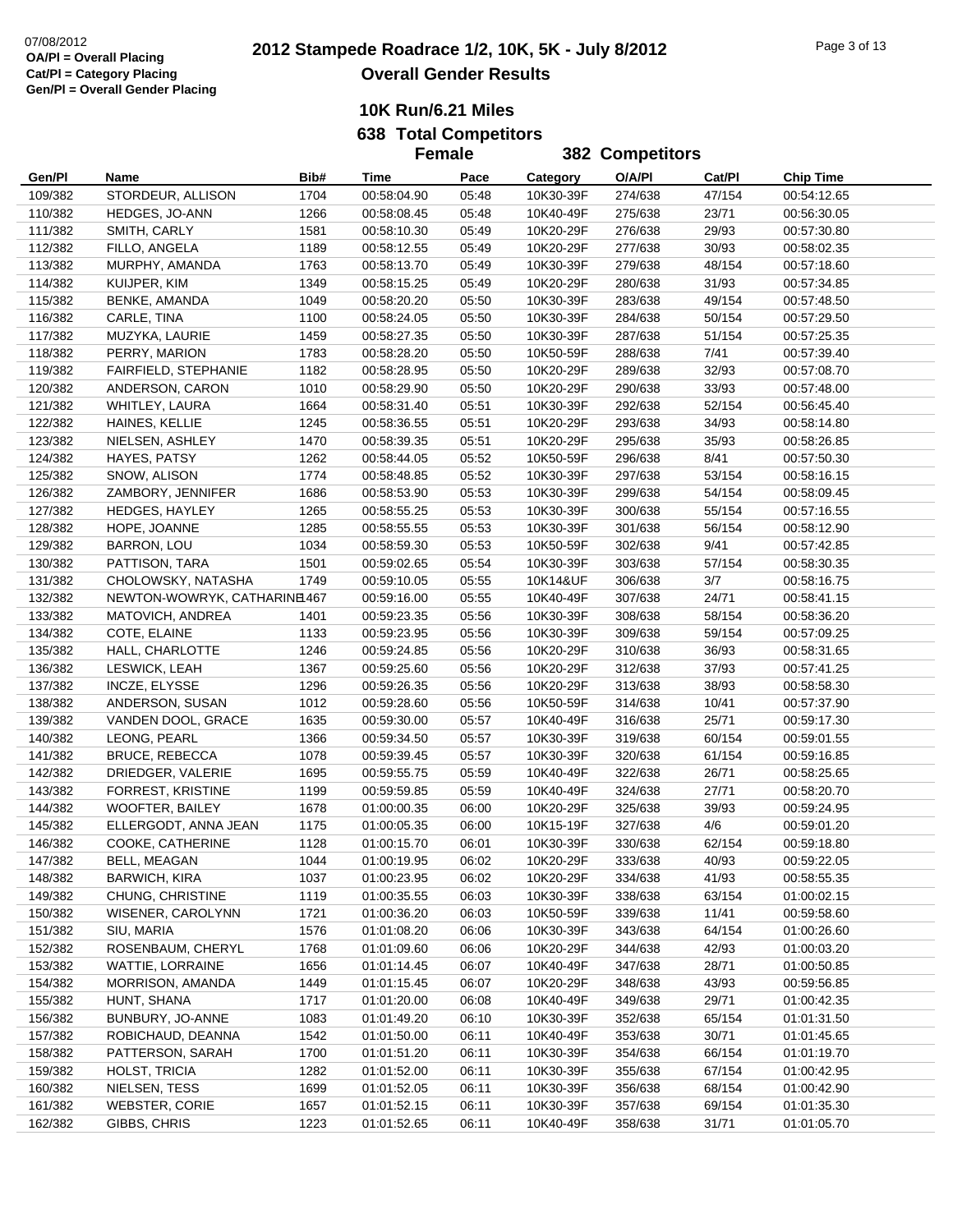07/08/2012
OA/Pl = Overall Placing
Cat/Pl = Category Placing
Gen/Pl = Overall Gender Placing

# 2012 Stampede Roadrace 1/2, 10K, 5K - July 8/2012

## Overall Gender Results

### 10K Run/6.21 Miles

**638 Total Competitors**

**Female 382 Competitors**

| Gen/Pl | Name | Bib# | Time | Pace | Category | O/A/Pl | Cat/Pl | Chip Time |
|---|---|---|---|---|---|---|---|---|
| 109/382 | STORDEUR, ALLISON | 1704 | 00:58:04.90 | 05:48 | 10K30-39F | 274/638 | 47/154 | 00:54:12.65 |
| 110/382 | HEDGES, JO-ANN | 1266 | 00:58:08.45 | 05:48 | 10K40-49F | 275/638 | 23/71 | 00:56:30.05 |
| 111/382 | SMITH, CARLY | 1581 | 00:58:10.30 | 05:49 | 10K20-29F | 276/638 | 29/93 | 00:57:30.80 |
| 112/382 | FILLO, ANGELA | 1189 | 00:58:12.55 | 05:49 | 10K20-29F | 277/638 | 30/93 | 00:58:02.35 |
| 113/382 | MURPHY, AMANDA | 1763 | 00:58:13.70 | 05:49 | 10K30-39F | 279/638 | 48/154 | 00:57:18.60 |
| 114/382 | KUIJPER, KIM | 1349 | 00:58:15.25 | 05:49 | 10K20-29F | 280/638 | 31/93 | 00:57:34.85 |
| 115/382 | BENKE, AMANDA | 1049 | 00:58:20.20 | 05:50 | 10K30-39F | 283/638 | 49/154 | 00:57:48.50 |
| 116/382 | CARLE, TINA | 1100 | 00:58:24.05 | 05:50 | 10K30-39F | 284/638 | 50/154 | 00:57:29.50 |
| 117/382 | MUZYKA, LAURIE | 1459 | 00:58:27.35 | 05:50 | 10K30-39F | 287/638 | 51/154 | 00:57:25.35 |
| 118/382 | PERRY, MARION | 1783 | 00:58:28.20 | 05:50 | 10K50-59F | 288/638 | 7/41 | 00:57:39.40 |
| 119/382 | FAIRFIELD, STEPHANIE | 1182 | 00:58:28.95 | 05:50 | 10K20-29F | 289/638 | 32/93 | 00:57:08.70 |
| 120/382 | ANDERSON, CARON | 1010 | 00:58:29.90 | 05:50 | 10K20-29F | 290/638 | 33/93 | 00:57:48.00 |
| 121/382 | WHITLEY, LAURA | 1664 | 00:58:31.40 | 05:51 | 10K30-39F | 292/638 | 52/154 | 00:56:45.40 |
| 122/382 | HAINES, KELLIE | 1245 | 00:58:36.55 | 05:51 | 10K20-29F | 293/638 | 34/93 | 00:58:14.80 |
| 123/382 | NIELSEN, ASHLEY | 1470 | 00:58:39.35 | 05:51 | 10K20-29F | 295/638 | 35/93 | 00:58:26.85 |
| 124/382 | HAYES, PATSY | 1262 | 00:58:44.05 | 05:52 | 10K50-59F | 296/638 | 8/41 | 00:57:50.30 |
| 125/382 | SNOW, ALISON | 1774 | 00:58:48.85 | 05:52 | 10K30-39F | 297/638 | 53/154 | 00:58:16.15 |
| 126/382 | ZAMBORY, JENNIFER | 1686 | 00:58:53.90 | 05:53 | 10K30-39F | 299/638 | 54/154 | 00:58:09.45 |
| 127/382 | HEDGES, HAYLEY | 1265 | 00:58:55.25 | 05:53 | 10K30-39F | 300/638 | 55/154 | 00:57:16.55 |
| 128/382 | HOPE, JOANNE | 1285 | 00:58:55.55 | 05:53 | 10K30-39F | 301/638 | 56/154 | 00:58:12.90 |
| 129/382 | BARRON, LOU | 1034 | 00:58:59.30 | 05:53 | 10K50-59F | 302/638 | 9/41 | 00:57:42.85 |
| 130/382 | PATTISON, TARA | 1501 | 00:59:02.65 | 05:54 | 10K30-39F | 303/638 | 57/154 | 00:58:30.35 |
| 131/382 | CHOLOWSKY, NATASHA | 1749 | 00:59:10.05 | 05:55 | 10K14&UF | 306/638 | 3/7 | 00:58:16.75 |
| 132/382 | NEWTON-WOWRYK, CATHARINE | 1467 | 00:59:16.00 | 05:55 | 10K40-49F | 307/638 | 24/71 | 00:58:41.15 |
| 133/382 | MATOVICH, ANDREA | 1401 | 00:59:23.35 | 05:56 | 10K30-39F | 308/638 | 58/154 | 00:58:36.20 |
| 134/382 | COTE, ELAINE | 1133 | 00:59:23.95 | 05:56 | 10K30-39F | 309/638 | 59/154 | 00:57:09.25 |
| 135/382 | HALL, CHARLOTTE | 1246 | 00:59:24.85 | 05:56 | 10K20-29F | 310/638 | 36/93 | 00:58:31.65 |
| 136/382 | LESWICK, LEAH | 1367 | 00:59:25.60 | 05:56 | 10K20-29F | 312/638 | 37/93 | 00:57:41.25 |
| 137/382 | INCZE, ELYSSE | 1296 | 00:59:26.35 | 05:56 | 10K20-29F | 313/638 | 38/93 | 00:58:58.30 |
| 138/382 | ANDERSON, SUSAN | 1012 | 00:59:28.60 | 05:56 | 10K50-59F | 314/638 | 10/41 | 00:57:37.90 |
| 139/382 | VANDEN DOOL, GRACE | 1635 | 00:59:30.00 | 05:57 | 10K40-49F | 316/638 | 25/71 | 00:59:17.30 |
| 140/382 | LEONG, PEARL | 1366 | 00:59:34.50 | 05:57 | 10K30-39F | 319/638 | 60/154 | 00:59:01.55 |
| 141/382 | BRUCE, REBECCA | 1078 | 00:59:39.45 | 05:57 | 10K30-39F | 320/638 | 61/154 | 00:59:16.85 |
| 142/382 | DRIEDGER, VALERIE | 1695 | 00:59:55.75 | 05:59 | 10K40-49F | 322/638 | 26/71 | 00:58:25.65 |
| 143/382 | FORREST, KRISTINE | 1199 | 00:59:59.85 | 05:59 | 10K40-49F | 324/638 | 27/71 | 00:58:20.70 |
| 144/382 | WOOFTER, BAILEY | 1678 | 01:00:00.35 | 06:00 | 10K20-29F | 325/638 | 39/93 | 00:59:24.95 |
| 145/382 | ELLERGODT, ANNA JEAN | 1175 | 01:00:05.35 | 06:00 | 10K15-19F | 327/638 | 4/6 | 00:59:01.20 |
| 146/382 | COOKE, CATHERINE | 1128 | 01:00:15.70 | 06:01 | 10K30-39F | 330/638 | 62/154 | 00:59:18.80 |
| 147/382 | BELL, MEAGAN | 1044 | 01:00:19.95 | 06:02 | 10K20-29F | 333/638 | 40/93 | 00:59:22.05 |
| 148/382 | BARWICH, KIRA | 1037 | 01:00:23.95 | 06:02 | 10K20-29F | 334/638 | 41/93 | 00:58:55.35 |
| 149/382 | CHUNG, CHRISTINE | 1119 | 01:00:35.55 | 06:03 | 10K30-39F | 338/638 | 63/154 | 01:00:02.15 |
| 150/382 | WISENER, CAROLYNN | 1721 | 01:00:36.20 | 06:03 | 10K50-59F | 339/638 | 11/41 | 00:59:58.60 |
| 151/382 | SIU, MARIA | 1576 | 01:01:08.20 | 06:06 | 10K30-39F | 343/638 | 64/154 | 01:00:26.60 |
| 152/382 | ROSENBAUM, CHERYL | 1768 | 01:01:09.60 | 06:06 | 10K20-29F | 344/638 | 42/93 | 01:00:03.20 |
| 153/382 | WATTIE, LORRAINE | 1656 | 01:01:14.45 | 06:07 | 10K40-49F | 347/638 | 28/71 | 01:00:50.85 |
| 154/382 | MORRISON, AMANDA | 1449 | 01:01:15.45 | 06:07 | 10K20-29F | 348/638 | 43/93 | 00:59:56.85 |
| 155/382 | HUNT, SHANA | 1717 | 01:01:20.00 | 06:08 | 10K40-49F | 349/638 | 29/71 | 01:00:42.35 |
| 156/382 | BUNBURY, JO-ANNE | 1083 | 01:01:49.20 | 06:10 | 10K30-39F | 352/638 | 65/154 | 01:01:31.50 |
| 157/382 | ROBICHAUD, DEANNA | 1542 | 01:01:50.00 | 06:11 | 10K40-49F | 353/638 | 30/71 | 01:01:45.65 |
| 158/382 | PATTERSON, SARAH | 1700 | 01:01:51.20 | 06:11 | 10K30-39F | 354/638 | 66/154 | 01:01:19.70 |
| 159/382 | HOLST, TRICIA | 1282 | 01:01:52.00 | 06:11 | 10K30-39F | 355/638 | 67/154 | 01:00:42.95 |
| 160/382 | NIELSEN, TESS | 1699 | 01:01:52.05 | 06:11 | 10K30-39F | 356/638 | 68/154 | 01:00:42.90 |
| 161/382 | WEBSTER, CORIE | 1657 | 01:01:52.15 | 06:11 | 10K30-39F | 357/638 | 69/154 | 01:01:35.30 |
| 162/382 | GIBBS, CHRIS | 1223 | 01:01:52.65 | 06:11 | 10K40-49F | 358/638 | 31/71 | 01:01:05.70 |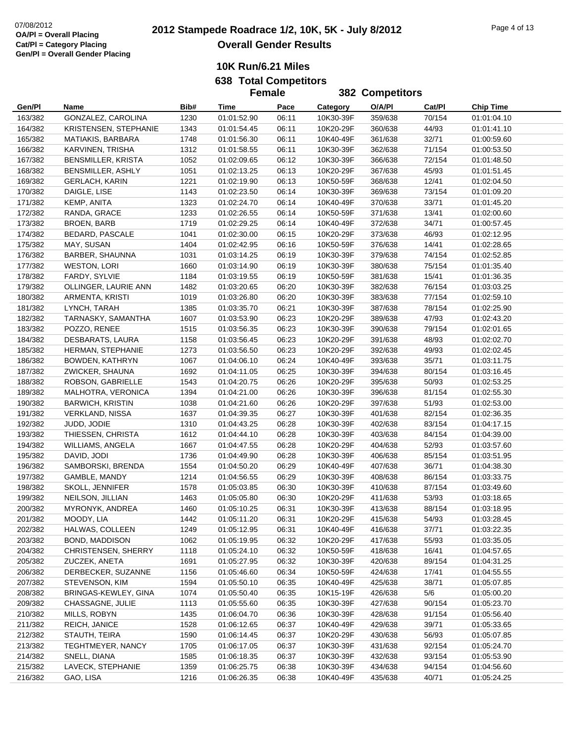07/08/2012
OA/Pl = Overall Placing
Cat/Pl = Category Placing
Gen/Pl = Overall Gender Placing

# 2012 Stampede Roadrace 1/2, 10K, 5K - July 8/2012

## Overall Gender Results

### 10K Run/6.21 Miles

**638 Total Competitors**

**Female — 382 Competitors**

| Gen/Pl | Name | Bib# | Time | Pace | Category | O/A/Pl | Cat/Pl | Chip Time |
|---|---|---|---|---|---|---|---|---|
| 163/382 | GONZALEZ, CAROLINA | 1230 | 01:01:52.90 | 06:11 | 10K30-39F | 359/638 | 70/154 | 01:01:04.10 |
| 164/382 | KRISTENSEN, STEPHANIE | 1343 | 01:01:54.45 | 06:11 | 10K20-29F | 360/638 | 44/93 | 01:01:41.10 |
| 165/382 | MATIAKIS, BARBARA | 1748 | 01:01:56.30 | 06:11 | 10K40-49F | 361/638 | 32/71 | 01:00:59.60 |
| 166/382 | KARVINEN, TRISHA | 1312 | 01:01:58.55 | 06:11 | 10K30-39F | 362/638 | 71/154 | 01:00:53.50 |
| 167/382 | BENSMILLER, KRISTA | 1052 | 01:02:09.65 | 06:12 | 10K30-39F | 366/638 | 72/154 | 01:01:48.50 |
| 168/382 | BENSMILLER, ASHLY | 1051 | 01:02:13.25 | 06:13 | 10K20-29F | 367/638 | 45/93 | 01:01:51.45 |
| 169/382 | GERLACH, KARIN | 1221 | 01:02:19.90 | 06:13 | 10K50-59F | 368/638 | 12/41 | 01:02:04.50 |
| 170/382 | DAIGLE, LISE | 1143 | 01:02:23.50 | 06:14 | 10K30-39F | 369/638 | 73/154 | 01:01:09.20 |
| 171/382 | KEMP, ANITA | 1323 | 01:02:24.70 | 06:14 | 10K40-49F | 370/638 | 33/71 | 01:01:45.20 |
| 172/382 | RANDA, GRACE | 1233 | 01:02:26.55 | 06:14 | 10K50-59F | 371/638 | 13/41 | 01:02:00.60 |
| 173/382 | BROEN, BARB | 1719 | 01:02:29.25 | 06:14 | 10K40-49F | 372/638 | 34/71 | 01:00:57.45 |
| 174/382 | BEDARD, PASCALE | 1041 | 01:02:30.00 | 06:15 | 10K20-29F | 373/638 | 46/93 | 01:02:12.95 |
| 175/382 | MAY, SUSAN | 1404 | 01:02:42.95 | 06:16 | 10K50-59F | 376/638 | 14/41 | 01:02:28.65 |
| 176/382 | BARBER, SHAUNNA | 1031 | 01:03:14.25 | 06:19 | 10K30-39F | 379/638 | 74/154 | 01:02:52.85 |
| 177/382 | WESTON, LORI | 1660 | 01:03:14.90 | 06:19 | 10K30-39F | 380/638 | 75/154 | 01:01:35.40 |
| 178/382 | FARDY, SYLVIE | 1184 | 01:03:19.55 | 06:19 | 10K50-59F | 381/638 | 15/41 | 01:01:36.35 |
| 179/382 | OLLINGER, LAURIE ANN | 1482 | 01:03:20.65 | 06:20 | 10K30-39F | 382/638 | 76/154 | 01:03:03.25 |
| 180/382 | ARMENTA, KRISTI | 1019 | 01:03:26.80 | 06:20 | 10K30-39F | 383/638 | 77/154 | 01:02:59.10 |
| 181/382 | LYNCH, TARAH | 1385 | 01:03:35.70 | 06:21 | 10K30-39F | 387/638 | 78/154 | 01:02:25.90 |
| 182/382 | TARNASKY, SAMANTHA | 1607 | 01:03:53.90 | 06:23 | 10K20-29F | 389/638 | 47/93 | 01:02:43.20 |
| 183/382 | POZZO, RENEE | 1515 | 01:03:56.35 | 06:23 | 10K30-39F | 390/638 | 79/154 | 01:02:01.65 |
| 184/382 | DESBARATS, LAURA | 1158 | 01:03:56.45 | 06:23 | 10K20-29F | 391/638 | 48/93 | 01:02:02.70 |
| 185/382 | HERMAN, STEPHANIE | 1273 | 01:03:56.50 | 06:23 | 10K20-29F | 392/638 | 49/93 | 01:02:02.45 |
| 186/382 | BOWDEN, KATHRYN | 1067 | 01:04:06.10 | 06:24 | 10K40-49F | 393/638 | 35/71 | 01:03:11.75 |
| 187/382 | ZWICKER, SHAUNA | 1692 | 01:04:11.05 | 06:25 | 10K30-39F | 394/638 | 80/154 | 01:03:16.45 |
| 188/382 | ROBSON, GABRIELLE | 1543 | 01:04:20.75 | 06:26 | 10K20-29F | 395/638 | 50/93 | 01:02:53.25 |
| 189/382 | MALHOTRA, VERONICA | 1394 | 01:04:21.00 | 06:26 | 10K30-39F | 396/638 | 81/154 | 01:02:55.30 |
| 190/382 | BARWICH, KRISTIN | 1038 | 01:04:21.60 | 06:26 | 10K20-29F | 397/638 | 51/93 | 01:02:53.00 |
| 191/382 | VERKLAND, NISSA | 1637 | 01:04:39.35 | 06:27 | 10K30-39F | 401/638 | 82/154 | 01:02:36.35 |
| 192/382 | JUDD, JODIE | 1310 | 01:04:43.25 | 06:28 | 10K30-39F | 402/638 | 83/154 | 01:04:17.15 |
| 193/382 | THIESSEN, CHRISTA | 1612 | 01:04:44.10 | 06:28 | 10K30-39F | 403/638 | 84/154 | 01:04:39.00 |
| 194/382 | WILLIAMS, ANGELA | 1667 | 01:04:47.55 | 06:28 | 10K20-29F | 404/638 | 52/93 | 01:03:57.60 |
| 195/382 | DAVID, JODI | 1736 | 01:04:49.90 | 06:28 | 10K30-39F | 406/638 | 85/154 | 01:03:51.95 |
| 196/382 | SAMBORSKI, BRENDA | 1554 | 01:04:50.20 | 06:29 | 10K40-49F | 407/638 | 36/71 | 01:04:38.30 |
| 197/382 | GAMBLE, MANDY | 1214 | 01:04:56.55 | 06:29 | 10K30-39F | 408/638 | 86/154 | 01:03:33.75 |
| 198/382 | SKOLL, JENNIFER | 1578 | 01:05:03.85 | 06:30 | 10K30-39F | 410/638 | 87/154 | 01:03:49.60 |
| 199/382 | NEILSON, JILLIAN | 1463 | 01:05:05.80 | 06:30 | 10K20-29F | 411/638 | 53/93 | 01:03:18.65 |
| 200/382 | MYRONYK, ANDREA | 1460 | 01:05:10.25 | 06:31 | 10K30-39F | 413/638 | 88/154 | 01:03:18.95 |
| 201/382 | MOODY, LIA | 1442 | 01:05:11.20 | 06:31 | 10K20-29F | 415/638 | 54/93 | 01:03:28.45 |
| 202/382 | HALWAS, COLLEEN | 1249 | 01:05:12.95 | 06:31 | 10K40-49F | 416/638 | 37/71 | 01:03:22.35 |
| 203/382 | BOND, MADDISON | 1062 | 01:05:19.95 | 06:32 | 10K20-29F | 417/638 | 55/93 | 01:03:35.05 |
| 204/382 | CHRISTENSEN, SHERRY | 1118 | 01:05:24.10 | 06:32 | 10K50-59F | 418/638 | 16/41 | 01:04:57.65 |
| 205/382 | ZUCZEK, ANETA | 1691 | 01:05:27.95 | 06:32 | 10K30-39F | 420/638 | 89/154 | 01:04:31.25 |
| 206/382 | DERBECKER, SUZANNE | 1156 | 01:05:46.60 | 06:34 | 10K50-59F | 424/638 | 17/41 | 01:04:55.55 |
| 207/382 | STEVENSON, KIM | 1594 | 01:05:50.10 | 06:35 | 10K40-49F | 425/638 | 38/71 | 01:05:07.85 |
| 208/382 | BRINGAS-KEWLEY, GINA | 1074 | 01:05:50.40 | 06:35 | 10K15-19F | 426/638 | 5/6 | 01:05:00.20 |
| 209/382 | CHASSAGNE, JULIE | 1113 | 01:05:55.60 | 06:35 | 10K30-39F | 427/638 | 90/154 | 01:05:23.70 |
| 210/382 | MILLS, ROBYN | 1435 | 01:06:04.70 | 06:36 | 10K30-39F | 428/638 | 91/154 | 01:05:56.40 |
| 211/382 | REICH, JANICE | 1528 | 01:06:12.65 | 06:37 | 10K40-49F | 429/638 | 39/71 | 01:05:33.65 |
| 212/382 | STAUTH, TEIRA | 1590 | 01:06:14.45 | 06:37 | 10K20-29F | 430/638 | 56/93 | 01:05:07.85 |
| 213/382 | TEGHTMEYER, NANCY | 1705 | 01:06:17.05 | 06:37 | 10K30-39F | 431/638 | 92/154 | 01:05:24.70 |
| 214/382 | SNELL, DIANA | 1585 | 01:06:18.35 | 06:37 | 10K30-39F | 432/638 | 93/154 | 01:05:53.90 |
| 215/382 | LAVECK, STEPHANIE | 1359 | 01:06:25.75 | 06:38 | 10K30-39F | 434/638 | 94/154 | 01:04:56.60 |
| 216/382 | GAO, LISA | 1216 | 01:06:26.35 | 06:38 | 10K40-49F | 435/638 | 40/71 | 01:05:24.25 |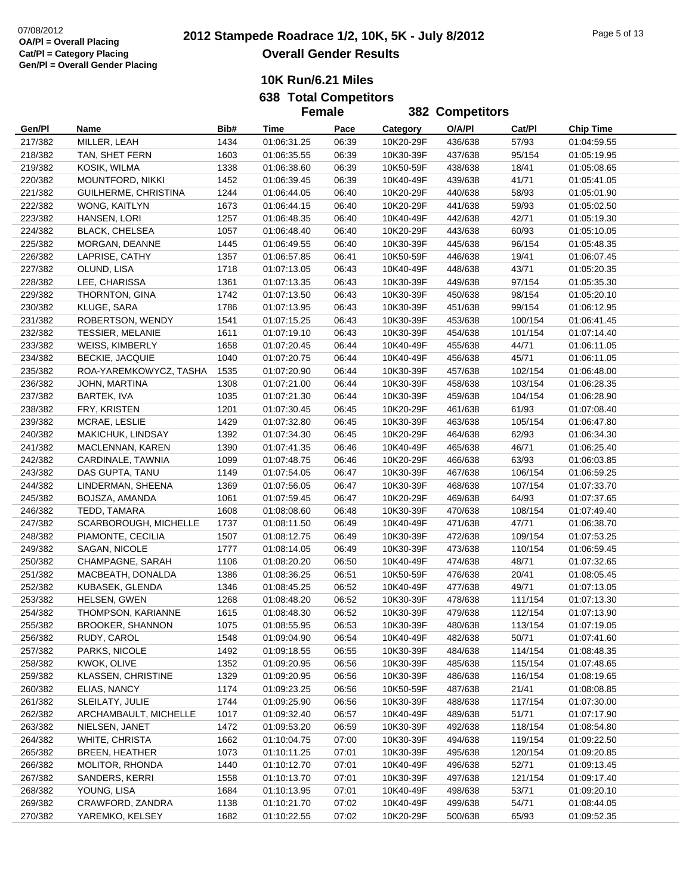# 2012 Stampede Roadrace 1/2, 10K, 5K - July 8/2012

## Overall Gender Results

07/08/2012
OA/Pl = Overall Placing
Cat/Pl = Category Placing
Gen/Pl = Overall Gender Placing

### 10K Run/6.21 Miles

**638 Total Competitors**

**Female — 382 Competitors**

| Gen/Pl | Name | Bib# | Time | Pace | Category | O/A/Pl | Cat/Pl | Chip Time |
|---|---|---|---|---|---|---|---|---|
| 217/382 | MILLER, LEAH | 1434 | 01:06:31.25 | 06:39 | 10K20-29F | 436/638 | 57/93 | 01:04:59.55 |
| 218/382 | TAN, SHET FERN | 1603 | 01:06:35.55 | 06:39 | 10K30-39F | 437/638 | 95/154 | 01:05:19.95 |
| 219/382 | KOSIK, WILMA | 1338 | 01:06:38.60 | 06:39 | 10K50-59F | 438/638 | 18/41 | 01:05:08.65 |
| 220/382 | MOUNTFORD, NIKKI | 1452 | 01:06:39.45 | 06:39 | 10K40-49F | 439/638 | 41/71 | 01:05:41.05 |
| 221/382 | GUILHERME, CHRISTINA | 1244 | 01:06:44.05 | 06:40 | 10K20-29F | 440/638 | 58/93 | 01:05:01.90 |
| 222/382 | WONG, KAITLYN | 1673 | 01:06:44.15 | 06:40 | 10K20-29F | 441/638 | 59/93 | 01:05:02.50 |
| 223/382 | HANSEN, LORI | 1257 | 01:06:48.35 | 06:40 | 10K40-49F | 442/638 | 42/71 | 01:05:19.30 |
| 224/382 | BLACK, CHELSEA | 1057 | 01:06:48.40 | 06:40 | 10K20-29F | 443/638 | 60/93 | 01:05:10.05 |
| 225/382 | MORGAN, DEANNE | 1445 | 01:06:49.55 | 06:40 | 10K30-39F | 445/638 | 96/154 | 01:05:48.35 |
| 226/382 | LAPRISE, CATHY | 1357 | 01:06:57.85 | 06:41 | 10K50-59F | 446/638 | 19/41 | 01:06:07.45 |
| 227/382 | OLUND, LISA | 1718 | 01:07:13.05 | 06:43 | 10K40-49F | 448/638 | 43/71 | 01:05:20.35 |
| 228/382 | LEE, CHARISSA | 1361 | 01:07:13.35 | 06:43 | 10K30-39F | 449/638 | 97/154 | 01:05:35.30 |
| 229/382 | THORNTON, GINA | 1742 | 01:07:13.50 | 06:43 | 10K30-39F | 450/638 | 98/154 | 01:05:20.10 |
| 230/382 | KLUGE, SARA | 1786 | 01:07:13.95 | 06:43 | 10K30-39F | 451/638 | 99/154 | 01:06:12.95 |
| 231/382 | ROBERTSON, WENDY | 1541 | 01:07:15.25 | 06:43 | 10K30-39F | 453/638 | 100/154 | 01:06:41.45 |
| 232/382 | TESSIER, MELANIE | 1611 | 01:07:19.10 | 06:43 | 10K30-39F | 454/638 | 101/154 | 01:07:14.40 |
| 233/382 | WEISS, KIMBERLY | 1658 | 01:07:20.45 | 06:44 | 10K40-49F | 455/638 | 44/71 | 01:06:11.05 |
| 234/382 | BECKIE, JACQUIE | 1040 | 01:07:20.75 | 06:44 | 10K40-49F | 456/638 | 45/71 | 01:06:11.05 |
| 235/382 | ROA-YAREMKOWYCZ, TASHA | 1535 | 01:07:20.90 | 06:44 | 10K30-39F | 457/638 | 102/154 | 01:06:48.00 |
| 236/382 | JOHN, MARTINA | 1308 | 01:07:21.00 | 06:44 | 10K30-39F | 458/638 | 103/154 | 01:06:28.35 |
| 237/382 | BARTEK, IVA | 1035 | 01:07:21.30 | 06:44 | 10K30-39F | 459/638 | 104/154 | 01:06:28.90 |
| 238/382 | FRY, KRISTEN | 1201 | 01:07:30.45 | 06:45 | 10K20-29F | 461/638 | 61/93 | 01:07:08.40 |
| 239/382 | MCRAE, LESLIE | 1429 | 01:07:32.80 | 06:45 | 10K30-39F | 463/638 | 105/154 | 01:06:47.80 |
| 240/382 | MAKICHUK, LINDSAY | 1392 | 01:07:34.30 | 06:45 | 10K20-29F | 464/638 | 62/93 | 01:06:34.30 |
| 241/382 | MACLENNAN, KAREN | 1390 | 01:07:41.35 | 06:46 | 10K40-49F | 465/638 | 46/71 | 01:06:25.40 |
| 242/382 | CARDINALE, TAWNIA | 1099 | 01:07:48.75 | 06:46 | 10K20-29F | 466/638 | 63/93 | 01:06:03.85 |
| 243/382 | DAS GUPTA, TANU | 1149 | 01:07:54.05 | 06:47 | 10K30-39F | 467/638 | 106/154 | 01:06:59.25 |
| 244/382 | LINDERMAN, SHEENA | 1369 | 01:07:56.05 | 06:47 | 10K30-39F | 468/638 | 107/154 | 01:07:33.70 |
| 245/382 | BOJSZA, AMANDA | 1061 | 01:07:59.45 | 06:47 | 10K20-29F | 469/638 | 64/93 | 01:07:37.65 |
| 246/382 | TEDD, TAMARA | 1608 | 01:08:08.60 | 06:48 | 10K30-39F | 470/638 | 108/154 | 01:07:49.40 |
| 247/382 | SCARBOROUGH, MICHELLE | 1737 | 01:08:11.50 | 06:49 | 10K40-49F | 471/638 | 47/71 | 01:06:38.70 |
| 248/382 | PIAMONTE, CECILIA | 1507 | 01:08:12.75 | 06:49 | 10K30-39F | 472/638 | 109/154 | 01:07:53.25 |
| 249/382 | SAGAN, NICOLE | 1777 | 01:08:14.05 | 06:49 | 10K30-39F | 473/638 | 110/154 | 01:06:59.45 |
| 250/382 | CHAMPAGNE, SARAH | 1106 | 01:08:20.20 | 06:50 | 10K40-49F | 474/638 | 48/71 | 01:07:32.65 |
| 251/382 | MACBEATH, DONALDA | 1386 | 01:08:36.25 | 06:51 | 10K50-59F | 476/638 | 20/41 | 01:08:05.45 |
| 252/382 | KUBASEK, GLENDA | 1346 | 01:08:45.25 | 06:52 | 10K40-49F | 477/638 | 49/71 | 01:07:13.05 |
| 253/382 | HELSEN, GWEN | 1268 | 01:08:48.20 | 06:52 | 10K30-39F | 478/638 | 111/154 | 01:07:13.30 |
| 254/382 | THOMPSON, KARIANNE | 1615 | 01:08:48.30 | 06:52 | 10K30-39F | 479/638 | 112/154 | 01:07:13.90 |
| 255/382 | BROOKER, SHANNON | 1075 | 01:08:55.95 | 06:53 | 10K30-39F | 480/638 | 113/154 | 01:07:19.05 |
| 256/382 | RUDY, CAROL | 1548 | 01:09:04.90 | 06:54 | 10K40-49F | 482/638 | 50/71 | 01:07:41.60 |
| 257/382 | PARKS, NICOLE | 1492 | 01:09:18.55 | 06:55 | 10K30-39F | 484/638 | 114/154 | 01:08:48.35 |
| 258/382 | KWOK, OLIVE | 1352 | 01:09:20.95 | 06:56 | 10K30-39F | 485/638 | 115/154 | 01:07:48.65 |
| 259/382 | KLASSEN, CHRISTINE | 1329 | 01:09:20.95 | 06:56 | 10K30-39F | 486/638 | 116/154 | 01:08:19.65 |
| 260/382 | ELIAS, NANCY | 1174 | 01:09:23.25 | 06:56 | 10K50-59F | 487/638 | 21/41 | 01:08:08.85 |
| 261/382 | SLEILATY, JULIE | 1744 | 01:09:25.90 | 06:56 | 10K30-39F | 488/638 | 117/154 | 01:07:30.00 |
| 262/382 | ARCHAMBAULT, MICHELLE | 1017 | 01:09:32.40 | 06:57 | 10K40-49F | 489/638 | 51/71 | 01:07:17.90 |
| 263/382 | NIELSEN, JANET | 1472 | 01:09:53.20 | 06:59 | 10K30-39F | 492/638 | 118/154 | 01:08:54.80 |
| 264/382 | WHITE, CHRISTA | 1662 | 01:10:04.75 | 07:00 | 10K30-39F | 494/638 | 119/154 | 01:09:22.50 |
| 265/382 | BREEN, HEATHER | 1073 | 01:10:11.25 | 07:01 | 10K30-39F | 495/638 | 120/154 | 01:09:20.85 |
| 266/382 | MOLITOR, RHONDA | 1440 | 01:10:12.70 | 07:01 | 10K40-49F | 496/638 | 52/71 | 01:09:13.45 |
| 267/382 | SANDERS, KERRI | 1558 | 01:10:13.70 | 07:01 | 10K30-39F | 497/638 | 121/154 | 01:09:17.40 |
| 268/382 | YOUNG, LISA | 1684 | 01:10:13.95 | 07:01 | 10K40-49F | 498/638 | 53/71 | 01:09:20.10 |
| 269/382 | CRAWFORD, ZANDRA | 1138 | 01:10:21.70 | 07:02 | 10K40-49F | 499/638 | 54/71 | 01:08:44.05 |
| 270/382 | YAREMKO, KELSEY | 1682 | 01:10:22.55 | 07:02 | 10K20-29F | 500/638 | 65/93 | 01:09:52.35 |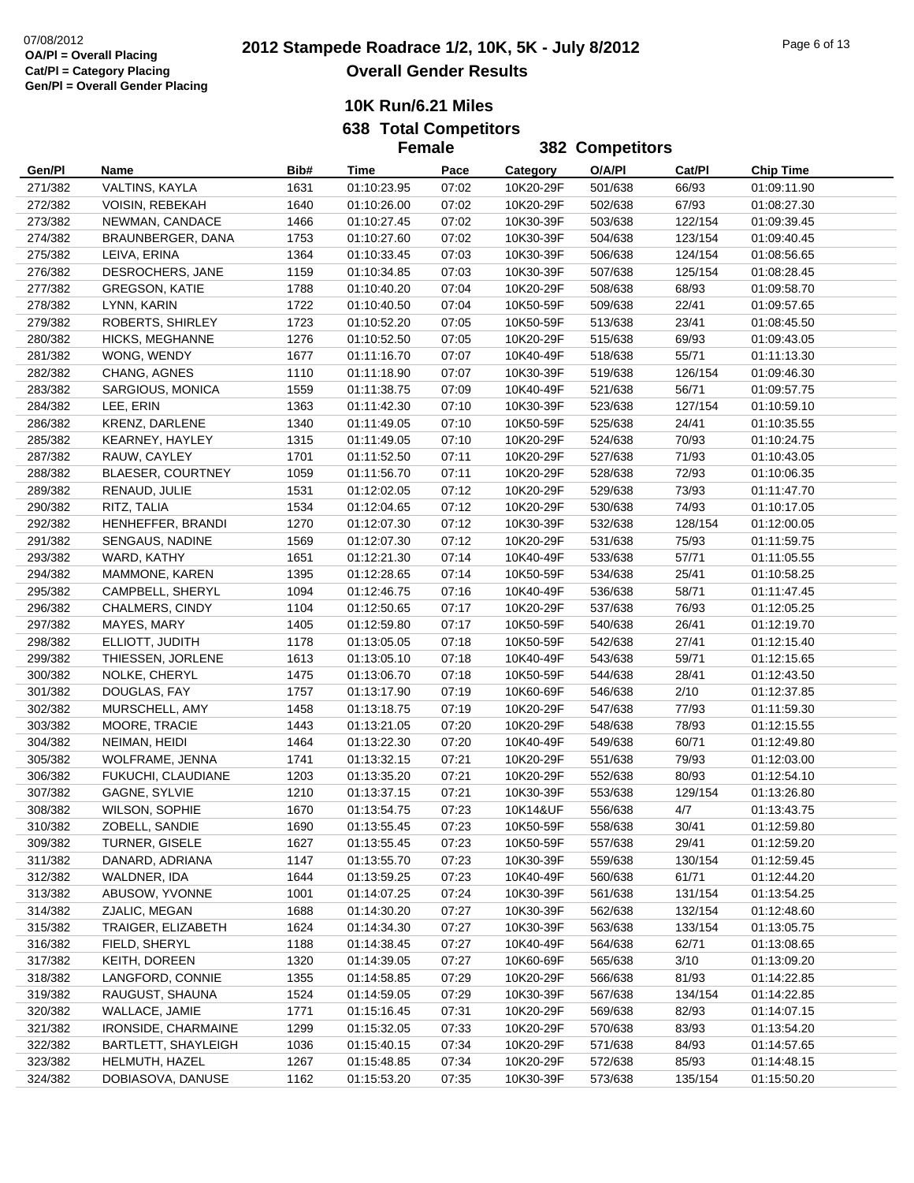# 2012 Stampede Roadrace 1/2, 10K, 5K - July 8/2012

## Overall Gender Results

07/08/2012
OA/Pl = Overall Placing
Cat/Pl = Category Placing
Gen/Pl = Overall Gender Placing

### 10K Run/6.21 Miles

**638 Total Competitors**

**Female — 382 Competitors**

| Gen/Pl | Name | Bib# | Time | Pace | Category | O/A/Pl | Cat/Pl | Chip Time |
|---|---|---|---|---|---|---|---|---|
| 271/382 | VALTINS, KAYLA | 1631 | 01:10:23.95 | 07:02 | 10K20-29F | 501/638 | 66/93 | 01:09:11.90 |
| 272/382 | VOISIN, REBEKAH | 1640 | 01:10:26.00 | 07:02 | 10K20-29F | 502/638 | 67/93 | 01:08:27.30 |
| 273/382 | NEWMAN, CANDACE | 1466 | 01:10:27.45 | 07:02 | 10K30-39F | 503/638 | 122/154 | 01:09:39.45 |
| 274/382 | BRAUNBERGER, DANA | 1753 | 01:10:27.60 | 07:02 | 10K30-39F | 504/638 | 123/154 | 01:09:40.45 |
| 275/382 | LEIVA, ERINA | 1364 | 01:10:33.45 | 07:03 | 10K30-39F | 506/638 | 124/154 | 01:08:56.65 |
| 276/382 | DESROCHERS, JANE | 1159 | 01:10:34.85 | 07:03 | 10K30-39F | 507/638 | 125/154 | 01:08:28.45 |
| 277/382 | GREGSON, KATIE | 1788 | 01:10:40.20 | 07:04 | 10K20-29F | 508/638 | 68/93 | 01:09:58.70 |
| 278/382 | LYNN, KARIN | 1722 | 01:10:40.50 | 07:04 | 10K50-59F | 509/638 | 22/41 | 01:09:57.65 |
| 279/382 | ROBERTS, SHIRLEY | 1723 | 01:10:52.20 | 07:05 | 10K50-59F | 513/638 | 23/41 | 01:08:45.50 |
| 280/382 | HICKS, MEGHANNE | 1276 | 01:10:52.50 | 07:05 | 10K20-29F | 515/638 | 69/93 | 01:09:43.05 |
| 281/382 | WONG, WENDY | 1677 | 01:11:16.70 | 07:07 | 10K40-49F | 518/638 | 55/71 | 01:11:13.30 |
| 282/382 | CHANG, AGNES | 1110 | 01:11:18.90 | 07:07 | 10K30-39F | 519/638 | 126/154 | 01:09:46.30 |
| 283/382 | SARGIOUS, MONICA | 1559 | 01:11:38.75 | 07:09 | 10K40-49F | 521/638 | 56/71 | 01:09:57.75 |
| 284/382 | LEE, ERIN | 1363 | 01:11:42.30 | 07:10 | 10K30-39F | 523/638 | 127/154 | 01:10:59.10 |
| 286/382 | KRENZ, DARLENE | 1340 | 01:11:49.05 | 07:10 | 10K50-59F | 525/638 | 24/41 | 01:10:35.55 |
| 285/382 | KEARNEY, HAYLEY | 1315 | 01:11:49.05 | 07:10 | 10K20-29F | 524/638 | 70/93 | 01:10:24.75 |
| 287/382 | RAUW, CAYLEY | 1701 | 01:11:52.50 | 07:11 | 10K20-29F | 527/638 | 71/93 | 01:10:43.05 |
| 288/382 | BLAESER, COURTNEY | 1059 | 01:11:56.70 | 07:11 | 10K20-29F | 528/638 | 72/93 | 01:10:06.35 |
| 289/382 | RENAUD, JULIE | 1531 | 01:12:02.05 | 07:12 | 10K20-29F | 529/638 | 73/93 | 01:11:47.70 |
| 290/382 | RITZ, TALIA | 1534 | 01:12:04.65 | 07:12 | 10K20-29F | 530/638 | 74/93 | 01:10:17.05 |
| 292/382 | HENHEFFER, BRANDI | 1270 | 01:12:07.30 | 07:12 | 10K30-39F | 532/638 | 128/154 | 01:12:00.05 |
| 291/382 | SENGAUS, NADINE | 1569 | 01:12:07.30 | 07:12 | 10K20-29F | 531/638 | 75/93 | 01:11:59.75 |
| 293/382 | WARD, KATHY | 1651 | 01:12:21.30 | 07:14 | 10K40-49F | 533/638 | 57/71 | 01:11:05.55 |
| 294/382 | MAMMONE, KAREN | 1395 | 01:12:28.65 | 07:14 | 10K50-59F | 534/638 | 25/41 | 01:10:58.25 |
| 295/382 | CAMPBELL, SHERYL | 1094 | 01:12:46.75 | 07:16 | 10K40-49F | 536/638 | 58/71 | 01:11:47.45 |
| 296/382 | CHALMERS, CINDY | 1104 | 01:12:50.65 | 07:17 | 10K20-29F | 537/638 | 76/93 | 01:12:05.25 |
| 297/382 | MAYES, MARY | 1405 | 01:12:59.80 | 07:17 | 10K50-59F | 540/638 | 26/41 | 01:12:19.70 |
| 298/382 | ELLIOTT, JUDITH | 1178 | 01:13:05.05 | 07:18 | 10K50-59F | 542/638 | 27/41 | 01:12:15.40 |
| 299/382 | THIESSEN, JORLENE | 1613 | 01:13:05.10 | 07:18 | 10K40-49F | 543/638 | 59/71 | 01:12:15.65 |
| 300/382 | NOLKE, CHERYL | 1475 | 01:13:06.70 | 07:18 | 10K50-59F | 544/638 | 28/41 | 01:12:43.50 |
| 301/382 | DOUGLAS, FAY | 1757 | 01:13:17.90 | 07:19 | 10K60-69F | 546/638 | 2/10 | 01:12:37.85 |
| 302/382 | MURSCHELL, AMY | 1458 | 01:13:18.75 | 07:19 | 10K20-29F | 547/638 | 77/93 | 01:11:59.30 |
| 303/382 | MOORE, TRACIE | 1443 | 01:13:21.05 | 07:20 | 10K20-29F | 548/638 | 78/93 | 01:12:15.55 |
| 304/382 | NEIMAN, HEIDI | 1464 | 01:13:22.30 | 07:20 | 10K40-49F | 549/638 | 60/71 | 01:12:49.80 |
| 305/382 | WOLFRAME, JENNA | 1741 | 01:13:32.15 | 07:21 | 10K20-29F | 551/638 | 79/93 | 01:12:03.00 |
| 306/382 | FUKUCHI, CLAUDIANE | 1203 | 01:13:35.20 | 07:21 | 10K20-29F | 552/638 | 80/93 | 01:12:54.10 |
| 307/382 | GAGNE, SYLVIE | 1210 | 01:13:37.15 | 07:21 | 10K30-39F | 553/638 | 129/154 | 01:13:26.80 |
| 308/382 | WILSON, SOPHIE | 1670 | 01:13:54.75 | 07:23 | 10K14&UF | 556/638 | 4/7 | 01:13:43.75 |
| 310/382 | ZOBELL, SANDIE | 1690 | 01:13:55.45 | 07:23 | 10K50-59F | 558/638 | 30/41 | 01:12:59.80 |
| 309/382 | TURNER, GISELE | 1627 | 01:13:55.45 | 07:23 | 10K50-59F | 557/638 | 29/41 | 01:12:59.20 |
| 311/382 | DANARD, ADRIANA | 1147 | 01:13:55.70 | 07:23 | 10K30-39F | 559/638 | 130/154 | 01:12:59.45 |
| 312/382 | WALDNER, IDA | 1644 | 01:13:59.25 | 07:23 | 10K40-49F | 560/638 | 61/71 | 01:12:44.20 |
| 313/382 | ABUSOW, YVONNE | 1001 | 01:14:07.25 | 07:24 | 10K30-39F | 561/638 | 131/154 | 01:13:54.25 |
| 314/382 | ZJALIC, MEGAN | 1688 | 01:14:30.20 | 07:27 | 10K30-39F | 562/638 | 132/154 | 01:12:48.60 |
| 315/382 | TRAIGER, ELIZABETH | 1624 | 01:14:34.30 | 07:27 | 10K30-39F | 563/638 | 133/154 | 01:13:05.75 |
| 316/382 | FIELD, SHERYL | 1188 | 01:14:38.45 | 07:27 | 10K40-49F | 564/638 | 62/71 | 01:13:08.65 |
| 317/382 | KEITH, DOREEN | 1320 | 01:14:39.05 | 07:27 | 10K60-69F | 565/638 | 3/10 | 01:13:09.20 |
| 318/382 | LANGFORD, CONNIE | 1355 | 01:14:58.85 | 07:29 | 10K20-29F | 566/638 | 81/93 | 01:14:22.85 |
| 319/382 | RAUGUST, SHAUNA | 1524 | 01:14:59.05 | 07:29 | 10K30-39F | 567/638 | 134/154 | 01:14:22.85 |
| 320/382 | WALLACE, JAMIE | 1771 | 01:15:16.45 | 07:31 | 10K20-29F | 569/638 | 82/93 | 01:14:07.15 |
| 321/382 | IRONSIDE, CHARMAINE | 1299 | 01:15:32.05 | 07:33 | 10K20-29F | 570/638 | 83/93 | 01:13:54.20 |
| 322/382 | BARTLETT, SHAYLEIGH | 1036 | 01:15:40.15 | 07:34 | 10K20-29F | 571/638 | 84/93 | 01:14:57.65 |
| 323/382 | HELMUTH, HAZEL | 1267 | 01:15:48.85 | 07:34 | 10K20-29F | 572/638 | 85/93 | 01:14:48.15 |
| 324/382 | DOBIASOVA, DANUSE | 1162 | 01:15:53.20 | 07:35 | 10K30-39F | 573/638 | 135/154 | 01:15:50.20 |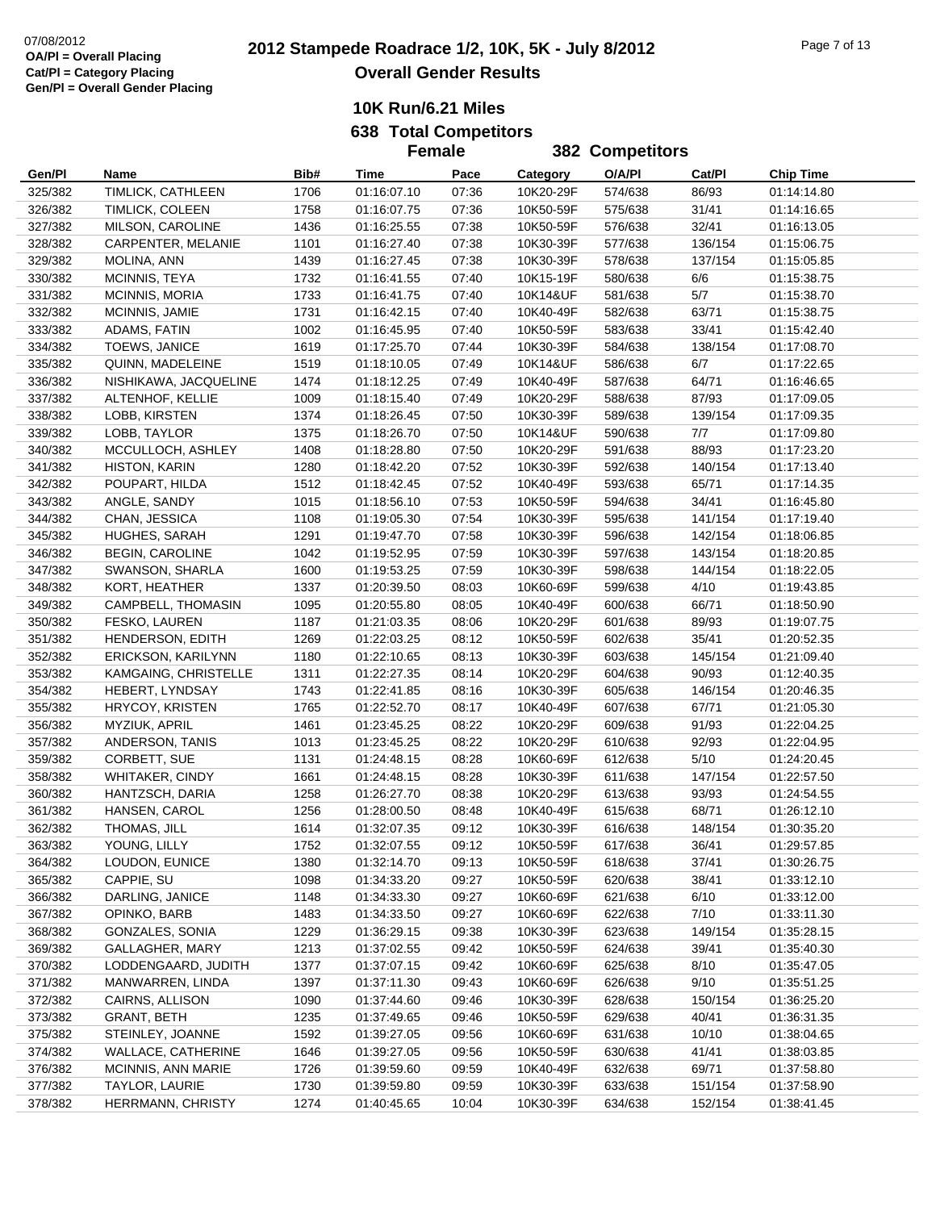07/08/2012
OA/Pl = Overall Placing
Cat/Pl = Category Placing
Gen/Pl = Overall Gender Placing

# 2012 Stampede Roadrace 1/2, 10K, 5K - July 8/2012
## Overall Gender Results

### 10K Run/6.21 Miles
### 638 Total Competitors
### Female 382 Competitors

| Gen/Pl | Name | Bib# | Time | Pace | Category | O/A/Pl | Cat/Pl | Chip Time |
|---|---|---|---|---|---|---|---|---|
| 325/382 | TIMLICK, CATHLEEN | 1706 | 01:16:07.10 | 07:36 | 10K20-29F | 574/638 | 86/93 | 01:14:14.80 |
| 326/382 | TIMLICK, COLEEN | 1758 | 01:16:07.75 | 07:36 | 10K50-59F | 575/638 | 31/41 | 01:14:16.65 |
| 327/382 | MILSON, CAROLINE | 1436 | 01:16:25.55 | 07:38 | 10K50-59F | 576/638 | 32/41 | 01:16:13.05 |
| 328/382 | CARPENTER, MELANIE | 1101 | 01:16:27.40 | 07:38 | 10K30-39F | 577/638 | 136/154 | 01:15:06.75 |
| 329/382 | MOLINA, ANN | 1439 | 01:16:27.45 | 07:38 | 10K30-39F | 578/638 | 137/154 | 01:15:05.85 |
| 330/382 | MCINNIS, TEYA | 1732 | 01:16:41.55 | 07:40 | 10K15-19F | 580/638 | 6/6 | 01:15:38.75 |
| 331/382 | MCINNIS, MORIA | 1733 | 01:16:41.75 | 07:40 | 10K14&UF | 581/638 | 5/7 | 01:15:38.70 |
| 332/382 | MCINNIS, JAMIE | 1731 | 01:16:42.15 | 07:40 | 10K40-49F | 582/638 | 63/71 | 01:15:38.75 |
| 333/382 | ADAMS, FATIN | 1002 | 01:16:45.95 | 07:40 | 10K50-59F | 583/638 | 33/41 | 01:15:42.40 |
| 334/382 | TOEWS, JANICE | 1619 | 01:17:25.70 | 07:44 | 10K30-39F | 584/638 | 138/154 | 01:17:08.70 |
| 335/382 | QUINN, MADELEINE | 1519 | 01:18:10.05 | 07:49 | 10K14&UF | 586/638 | 6/7 | 01:17:22.65 |
| 336/382 | NISHIKAWA, JACQUELINE | 1474 | 01:18:12.25 | 07:49 | 10K40-49F | 587/638 | 64/71 | 01:16:46.65 |
| 337/382 | ALTENHOF, KELLIE | 1009 | 01:18:15.40 | 07:49 | 10K20-29F | 588/638 | 87/93 | 01:17:09.05 |
| 338/382 | LOBB, KIRSTEN | 1374 | 01:18:26.45 | 07:50 | 10K30-39F | 589/638 | 139/154 | 01:17:09.35 |
| 339/382 | LOBB, TAYLOR | 1375 | 01:18:26.70 | 07:50 | 10K14&UF | 590/638 | 7/7 | 01:17:09.80 |
| 340/382 | MCCULLOCH, ASHLEY | 1408 | 01:18:28.80 | 07:50 | 10K20-29F | 591/638 | 88/93 | 01:17:23.20 |
| 341/382 | HISTON, KARIN | 1280 | 01:18:42.20 | 07:52 | 10K30-39F | 592/638 | 140/154 | 01:17:13.40 |
| 342/382 | POUPART, HILDA | 1512 | 01:18:42.45 | 07:52 | 10K40-49F | 593/638 | 65/71 | 01:17:14.35 |
| 343/382 | ANGLE, SANDY | 1015 | 01:18:56.10 | 07:53 | 10K50-59F | 594/638 | 34/41 | 01:16:45.80 |
| 344/382 | CHAN, JESSICA | 1108 | 01:19:05.30 | 07:54 | 10K30-39F | 595/638 | 141/154 | 01:17:19.40 |
| 345/382 | HUGHES, SARAH | 1291 | 01:19:47.70 | 07:58 | 10K30-39F | 596/638 | 142/154 | 01:18:06.85 |
| 346/382 | BEGIN, CAROLINE | 1042 | 01:19:52.95 | 07:59 | 10K30-39F | 597/638 | 143/154 | 01:18:20.85 |
| 347/382 | SWANSON, SHARLA | 1600 | 01:19:53.25 | 07:59 | 10K30-39F | 598/638 | 144/154 | 01:18:22.05 |
| 348/382 | KORT, HEATHER | 1337 | 01:20:39.50 | 08:03 | 10K60-69F | 599/638 | 4/10 | 01:19:43.85 |
| 349/382 | CAMPBELL, THOMASIN | 1095 | 01:20:55.80 | 08:05 | 10K40-49F | 600/638 | 66/71 | 01:18:50.90 |
| 350/382 | FESKO, LAUREN | 1187 | 01:21:03.35 | 08:06 | 10K20-29F | 601/638 | 89/93 | 01:19:07.75 |
| 351/382 | HENDERSON, EDITH | 1269 | 01:22:03.25 | 08:12 | 10K50-59F | 602/638 | 35/41 | 01:20:52.35 |
| 352/382 | ERICKSON, KARILYNN | 1180 | 01:22:10.65 | 08:13 | 10K30-39F | 603/638 | 145/154 | 01:21:09.40 |
| 353/382 | KAMGAING, CHRISTELLE | 1311 | 01:22:27.35 | 08:14 | 10K20-29F | 604/638 | 90/93 | 01:12:40.35 |
| 354/382 | HEBERT, LYNDSAY | 1743 | 01:22:41.85 | 08:16 | 10K30-39F | 605/638 | 146/154 | 01:20:46.35 |
| 355/382 | HRYCOY, KRISTEN | 1765 | 01:22:52.70 | 08:17 | 10K40-49F | 607/638 | 67/71 | 01:21:05.30 |
| 356/382 | MYZIUK, APRIL | 1461 | 01:23:45.25 | 08:22 | 10K20-29F | 609/638 | 91/93 | 01:22:04.25 |
| 357/382 | ANDERSON, TANIS | 1013 | 01:23:45.25 | 08:22 | 10K20-29F | 610/638 | 92/93 | 01:22:04.95 |
| 359/382 | CORBETT, SUE | 1131 | 01:24:48.15 | 08:28 | 10K60-69F | 612/638 | 5/10 | 01:24:20.45 |
| 358/382 | WHITAKER, CINDY | 1661 | 01:24:48.15 | 08:28 | 10K30-39F | 611/638 | 147/154 | 01:22:57.50 |
| 360/382 | HANTZSCH, DARIA | 1258 | 01:26:27.70 | 08:38 | 10K20-29F | 613/638 | 93/93 | 01:24:54.55 |
| 361/382 | HANSEN, CAROL | 1256 | 01:28:00.50 | 08:48 | 10K40-49F | 615/638 | 68/71 | 01:26:12.10 |
| 362/382 | THOMAS, JILL | 1614 | 01:32:07.35 | 09:12 | 10K30-39F | 616/638 | 148/154 | 01:30:35.20 |
| 363/382 | YOUNG, LILLY | 1752 | 01:32:07.55 | 09:12 | 10K50-59F | 617/638 | 36/41 | 01:29:57.85 |
| 364/382 | LOUDON, EUNICE | 1380 | 01:32:14.70 | 09:13 | 10K50-59F | 618/638 | 37/41 | 01:30:26.75 |
| 365/382 | CAPPIE, SU | 1098 | 01:34:33.20 | 09:27 | 10K50-59F | 620/638 | 38/41 | 01:33:12.10 |
| 366/382 | DARLING, JANICE | 1148 | 01:34:33.30 | 09:27 | 10K60-69F | 621/638 | 6/10 | 01:33:12.00 |
| 367/382 | OPINKO, BARB | 1483 | 01:34:33.50 | 09:27 | 10K60-69F | 622/638 | 7/10 | 01:33:11.30 |
| 368/382 | GONZALES, SONIA | 1229 | 01:36:29.15 | 09:38 | 10K30-39F | 623/638 | 149/154 | 01:35:28.15 |
| 369/382 | GALLAGHER, MARY | 1213 | 01:37:02.55 | 09:42 | 10K50-59F | 624/638 | 39/41 | 01:35:40.30 |
| 370/382 | LODDENGAARD, JUDITH | 1377 | 01:37:07.15 | 09:42 | 10K60-69F | 625/638 | 8/10 | 01:35:47.05 |
| 371/382 | MANWARREN, LINDA | 1397 | 01:37:11.30 | 09:43 | 10K60-69F | 626/638 | 9/10 | 01:35:51.25 |
| 372/382 | CAIRNS, ALLISON | 1090 | 01:37:44.60 | 09:46 | 10K30-39F | 628/638 | 150/154 | 01:36:25.20 |
| 373/382 | GRANT, BETH | 1235 | 01:37:49.65 | 09:46 | 10K50-59F | 629/638 | 40/41 | 01:36:31.35 |
| 375/382 | STEINLEY, JOANNE | 1592 | 01:39:27.05 | 09:56 | 10K60-69F | 631/638 | 10/10 | 01:38:04.65 |
| 374/382 | WALLACE, CATHERINE | 1646 | 01:39:27.05 | 09:56 | 10K50-59F | 630/638 | 41/41 | 01:38:03.85 |
| 376/382 | MCINNIS, ANN MARIE | 1726 | 01:39:59.60 | 09:59 | 10K40-49F | 632/638 | 69/71 | 01:37:58.80 |
| 377/382 | TAYLOR, LAURIE | 1730 | 01:39:59.80 | 09:59 | 10K30-39F | 633/638 | 151/154 | 01:37:58.90 |
| 378/382 | HERRMANN, CHRISTY | 1274 | 01:40:45.65 | 10:04 | 10K30-39F | 634/638 | 152/154 | 01:38:41.45 |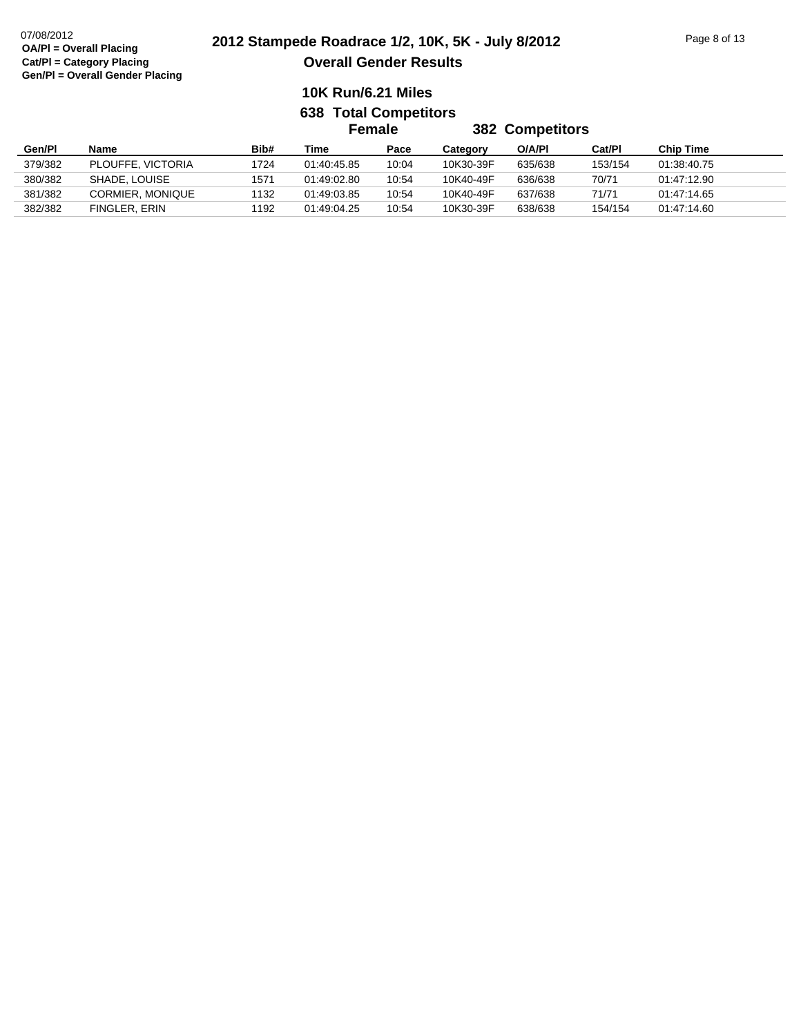07/08/2012
**OA/Pl = Overall Placing**
**Cat/Pl = Category Placing**
**Gen/Pl = Overall Gender Placing**

# 2012 Stampede Roadrace 1/2, 10K, 5K - July 8/2012

## Overall Gender Results

### 10K Run/6.21 Miles

### 638 Total Competitors

### Female 382 Competitors

| Gen/Pl | Name | Bib# | Time | Pace | Category | O/A/Pl | Cat/Pl | Chip Time |
|---|---|---|---|---|---|---|---|---|
| 379/382 | PLOUFFE, VICTORIA | 1724 | 01:40:45.85 | 10:04 | 10K30-39F | 635/638 | 153/154 | 01:38:40.75 |
| 380/382 | SHADE, LOUISE | 1571 | 01:49:02.80 | 10:54 | 10K40-49F | 636/638 | 70/71 | 01:47:12.90 |
| 381/382 | CORMIER, MONIQUE | 1132 | 01:49:03.85 | 10:54 | 10K40-49F | 637/638 | 71/71 | 01:47:14.65 |
| 382/382 | FINGLER, ERIN | 1192 | 01:49:04.25 | 10:54 | 10K30-39F | 638/638 | 154/154 | 01:47:14.60 |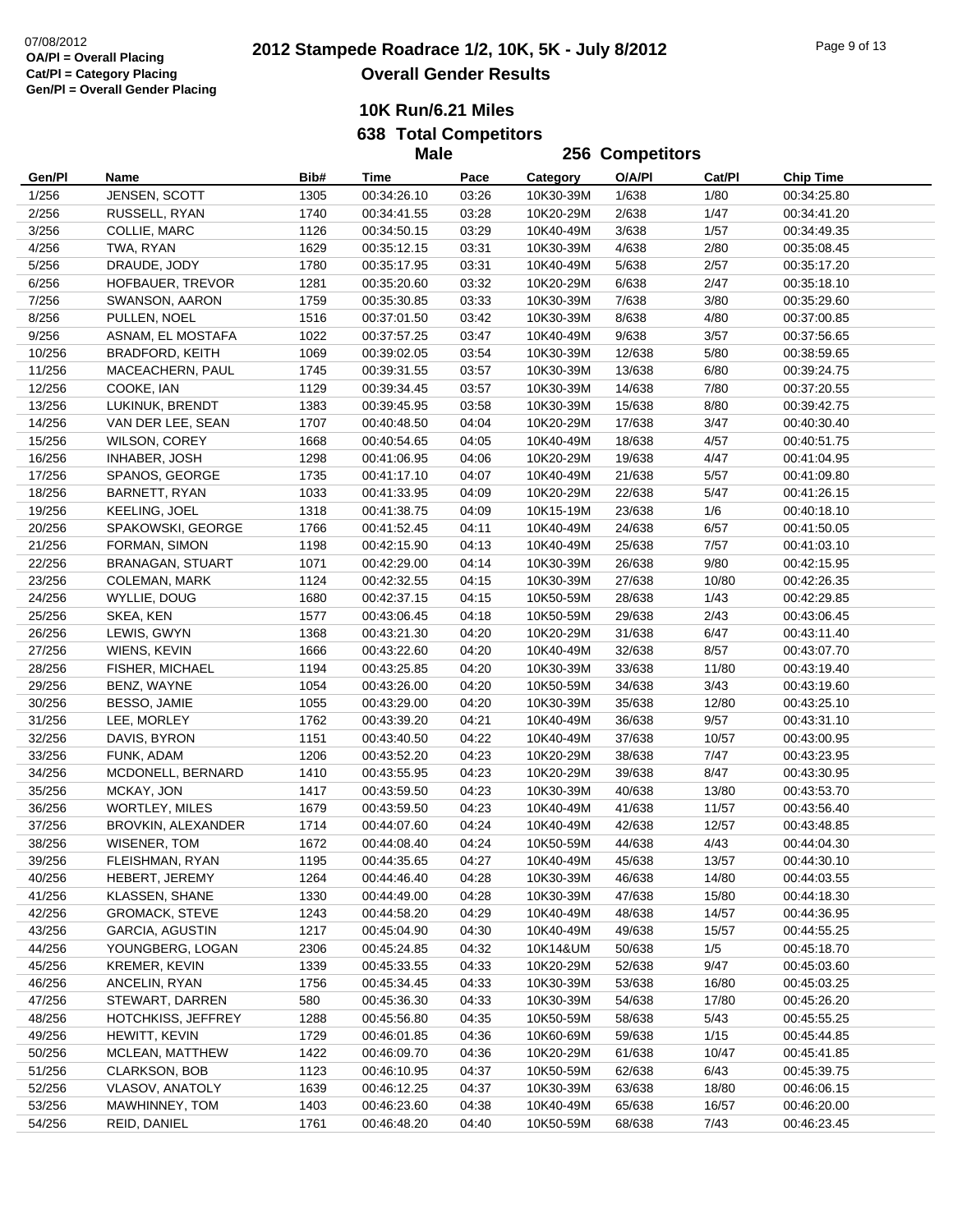07/08/2012
**OA/Pl = Overall Placing**
**Cat/Pl = Category Placing**
**Gen/Pl = Overall Gender Placing**

# 2012 Stampede Roadrace 1/2, 10K, 5K - July 8/2012

## Overall Gender Results

### 10K Run/6.21 Miles

### 638 Total Competitors

### Male — 256 Competitors

| Gen/Pl | Name | Bib# | Time | Pace | Category | O/A/Pl | Cat/Pl | Chip Time |
|---|---|---|---|---|---|---|---|---|
| 1/256 | JENSEN, SCOTT | 1305 | 00:34:26.10 | 03:26 | 10K30-39M | 1/638 | 1/80 | 00:34:25.80 |
| 2/256 | RUSSELL, RYAN | 1740 | 00:34:41.55 | 03:28 | 10K20-29M | 2/638 | 1/47 | 00:34:41.20 |
| 3/256 | COLLIE, MARC | 1126 | 00:34:50.15 | 03:29 | 10K40-49M | 3/638 | 1/57 | 00:34:49.35 |
| 4/256 | TWA, RYAN | 1629 | 00:35:12.15 | 03:31 | 10K30-39M | 4/638 | 2/80 | 00:35:08.45 |
| 5/256 | DRAUDE, JODY | 1780 | 00:35:17.95 | 03:31 | 10K40-49M | 5/638 | 2/57 | 00:35:17.20 |
| 6/256 | HOFBAUER, TREVOR | 1281 | 00:35:20.60 | 03:32 | 10K20-29M | 6/638 | 2/47 | 00:35:18.10 |
| 7/256 | SWANSON, AARON | 1759 | 00:35:30.85 | 03:33 | 10K30-39M | 7/638 | 3/80 | 00:35:29.60 |
| 8/256 | PULLEN, NOEL | 1516 | 00:37:01.50 | 03:42 | 10K30-39M | 8/638 | 4/80 | 00:37:00.85 |
| 9/256 | ASNAM, EL MOSTAFA | 1022 | 00:37:57.25 | 03:47 | 10K40-49M | 9/638 | 3/57 | 00:37:56.65 |
| 10/256 | BRADFORD, KEITH | 1069 | 00:39:02.05 | 03:54 | 10K30-39M | 12/638 | 5/80 | 00:38:59.65 |
| 11/256 | MACEACHERN, PAUL | 1745 | 00:39:31.55 | 03:57 | 10K30-39M | 13/638 | 6/80 | 00:39:24.75 |
| 12/256 | COOKE, IAN | 1129 | 00:39:34.45 | 03:57 | 10K30-39M | 14/638 | 7/80 | 00:37:20.55 |
| 13/256 | LUKINUK, BRENDT | 1383 | 00:39:45.95 | 03:58 | 10K30-39M | 15/638 | 8/80 | 00:39:42.75 |
| 14/256 | VAN DER LEE, SEAN | 1707 | 00:40:48.50 | 04:04 | 10K20-29M | 17/638 | 3/47 | 00:40:30.40 |
| 15/256 | WILSON, COREY | 1668 | 00:40:54.65 | 04:05 | 10K40-49M | 18/638 | 4/57 | 00:40:51.75 |
| 16/256 | INHABER, JOSH | 1298 | 00:41:06.95 | 04:06 | 10K20-29M | 19/638 | 4/47 | 00:41:04.95 |
| 17/256 | SPANOS, GEORGE | 1735 | 00:41:17.10 | 04:07 | 10K40-49M | 21/638 | 5/57 | 00:41:09.80 |
| 18/256 | BARNETT, RYAN | 1033 | 00:41:33.95 | 04:09 | 10K20-29M | 22/638 | 5/47 | 00:41:26.15 |
| 19/256 | KEELING, JOEL | 1318 | 00:41:38.75 | 04:09 | 10K15-19M | 23/638 | 1/6 | 00:40:18.10 |
| 20/256 | SPAKOWSKI, GEORGE | 1766 | 00:41:52.45 | 04:11 | 10K40-49M | 24/638 | 6/57 | 00:41:50.05 |
| 21/256 | FORMAN, SIMON | 1198 | 00:42:15.90 | 04:13 | 10K40-49M | 25/638 | 7/57 | 00:41:03.10 |
| 22/256 | BRANAGAN, STUART | 1071 | 00:42:29.00 | 04:14 | 10K30-39M | 26/638 | 9/80 | 00:42:15.95 |
| 23/256 | COLEMAN, MARK | 1124 | 00:42:32.55 | 04:15 | 10K30-39M | 27/638 | 10/80 | 00:42:26.35 |
| 24/256 | WYLLIE, DOUG | 1680 | 00:42:37.15 | 04:15 | 10K50-59M | 28/638 | 1/43 | 00:42:29.85 |
| 25/256 | SKEA, KEN | 1577 | 00:43:06.45 | 04:18 | 10K50-59M | 29/638 | 2/43 | 00:43:06.45 |
| 26/256 | LEWIS, GWYN | 1368 | 00:43:21.30 | 04:20 | 10K20-29M | 31/638 | 6/47 | 00:43:11.40 |
| 27/256 | WIENS, KEVIN | 1666 | 00:43:22.60 | 04:20 | 10K40-49M | 32/638 | 8/57 | 00:43:07.70 |
| 28/256 | FISHER, MICHAEL | 1194 | 00:43:25.85 | 04:20 | 10K30-39M | 33/638 | 11/80 | 00:43:19.40 |
| 29/256 | BENZ, WAYNE | 1054 | 00:43:26.00 | 04:20 | 10K50-59M | 34/638 | 3/43 | 00:43:19.60 |
| 30/256 | BESSO, JAMIE | 1055 | 00:43:29.00 | 04:20 | 10K30-39M | 35/638 | 12/80 | 00:43:25.10 |
| 31/256 | LEE, MORLEY | 1762 | 00:43:39.20 | 04:21 | 10K40-49M | 36/638 | 9/57 | 00:43:31.10 |
| 32/256 | DAVIS, BYRON | 1151 | 00:43:40.50 | 04:22 | 10K40-49M | 37/638 | 10/57 | 00:43:00.95 |
| 33/256 | FUNK, ADAM | 1206 | 00:43:52.20 | 04:23 | 10K20-29M | 38/638 | 7/47 | 00:43:23.95 |
| 34/256 | MCDONELL, BERNARD | 1410 | 00:43:55.95 | 04:23 | 10K20-29M | 39/638 | 8/47 | 00:43:30.95 |
| 35/256 | MCKAY, JON | 1417 | 00:43:59.50 | 04:23 | 10K30-39M | 40/638 | 13/80 | 00:43:53.70 |
| 36/256 | WORTLEY, MILES | 1679 | 00:43:59.50 | 04:23 | 10K40-49M | 41/638 | 11/57 | 00:43:56.40 |
| 37/256 | BROVKIN, ALEXANDER | 1714 | 00:44:07.60 | 04:24 | 10K40-49M | 42/638 | 12/57 | 00:43:48.85 |
| 38/256 | WISENER, TOM | 1672 | 00:44:08.40 | 04:24 | 10K50-59M | 44/638 | 4/43 | 00:44:04.30 |
| 39/256 | FLEISHMAN, RYAN | 1195 | 00:44:35.65 | 04:27 | 10K40-49M | 45/638 | 13/57 | 00:44:30.10 |
| 40/256 | HEBERT, JEREMY | 1264 | 00:44:46.40 | 04:28 | 10K30-39M | 46/638 | 14/80 | 00:44:03.55 |
| 41/256 | KLASSEN, SHANE | 1330 | 00:44:49.00 | 04:28 | 10K30-39M | 47/638 | 15/80 | 00:44:18.30 |
| 42/256 | GROMACK, STEVE | 1243 | 00:44:58.20 | 04:29 | 10K40-49M | 48/638 | 14/57 | 00:44:36.95 |
| 43/256 | GARCIA, AGUSTIN | 1217 | 00:45:04.90 | 04:30 | 10K40-49M | 49/638 | 15/57 | 00:44:55.25 |
| 44/256 | YOUNGBERG, LOGAN | 2306 | 00:45:24.85 | 04:32 | 10K14&UM | 50/638 | 1/5 | 00:45:18.70 |
| 45/256 | KREMER, KEVIN | 1339 | 00:45:33.55 | 04:33 | 10K20-29M | 52/638 | 9/47 | 00:45:03.60 |
| 46/256 | ANCELIN, RYAN | 1756 | 00:45:34.45 | 04:33 | 10K30-39M | 53/638 | 16/80 | 00:45:03.25 |
| 47/256 | STEWART, DARREN | 580 | 00:45:36.30 | 04:33 | 10K30-39M | 54/638 | 17/80 | 00:45:26.20 |
| 48/256 | HOTCHKISS, JEFFREY | 1288 | 00:45:56.80 | 04:35 | 10K50-59M | 58/638 | 5/43 | 00:45:55.25 |
| 49/256 | HEWITT, KEVIN | 1729 | 00:46:01.85 | 04:36 | 10K60-69M | 59/638 | 1/15 | 00:45:44.85 |
| 50/256 | MCLEAN, MATTHEW | 1422 | 00:46:09.70 | 04:36 | 10K20-29M | 61/638 | 10/47 | 00:45:41.85 |
| 51/256 | CLARKSON, BOB | 1123 | 00:46:10.95 | 04:37 | 10K50-59M | 62/638 | 6/43 | 00:45:39.75 |
| 52/256 | VLASOV, ANATOLY | 1639 | 00:46:12.25 | 04:37 | 10K30-39M | 63/638 | 18/80 | 00:46:06.15 |
| 53/256 | MAWHINNEY, TOM | 1403 | 00:46:23.60 | 04:38 | 10K40-49M | 65/638 | 16/57 | 00:46:20.00 |
| 54/256 | REID, DANIEL | 1761 | 00:46:48.20 | 04:40 | 10K50-59M | 68/638 | 7/43 | 00:46:23.45 |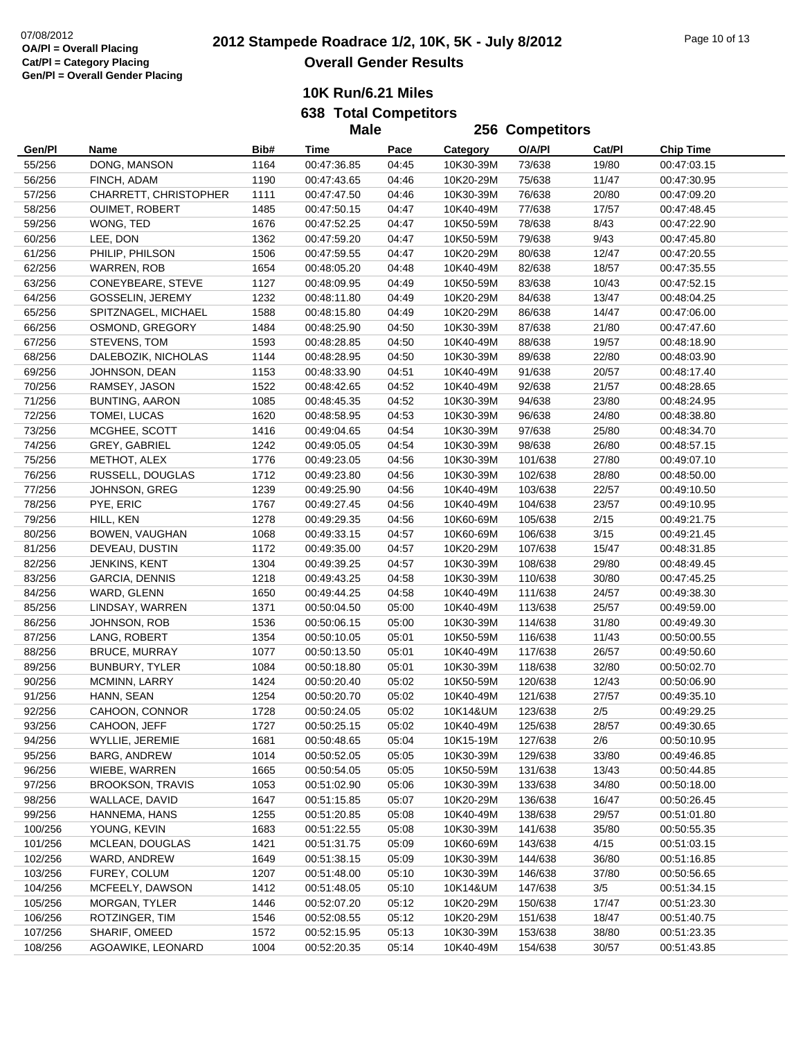# 2012 Stampede Roadrace 1/2, 10K, 5K - July 8/2012

## Overall Gender Results

07/08/2012
OA/Pl = Overall Placing
Cat/Pl = Category Placing
Gen/Pl = Overall Gender Placing

### 10K Run/6.21 Miles

### 638 Total Competitors

### Male 256 Competitors

| Gen/Pl | Name | Bib# | Time | Pace | Category | O/A/Pl | Cat/Pl | Chip Time |
|---|---|---|---|---|---|---|---|---|
| 55/256 | DONG, MANSON | 1164 | 00:47:36.85 | 04:45 | 10K30-39M | 73/638 | 19/80 | 00:47:03.15 |
| 56/256 | FINCH, ADAM | 1190 | 00:47:43.65 | 04:46 | 10K20-29M | 75/638 | 11/47 | 00:47:30.95 |
| 57/256 | CHARRETT, CHRISTOPHER | 1111 | 00:47:47.50 | 04:46 | 10K30-39M | 76/638 | 20/80 | 00:47:09.20 |
| 58/256 | OUIMET, ROBERT | 1485 | 00:47:50.15 | 04:47 | 10K40-49M | 77/638 | 17/57 | 00:47:48.45 |
| 59/256 | WONG, TED | 1676 | 00:47:52.25 | 04:47 | 10K50-59M | 78/638 | 8/43 | 00:47:22.90 |
| 60/256 | LEE, DON | 1362 | 00:47:59.20 | 04:47 | 10K50-59M | 79/638 | 9/43 | 00:47:45.80 |
| 61/256 | PHILIP, PHILSON | 1506 | 00:47:59.55 | 04:47 | 10K20-29M | 80/638 | 12/47 | 00:47:20.55 |
| 62/256 | WARREN, ROB | 1654 | 00:48:05.20 | 04:48 | 10K40-49M | 82/638 | 18/57 | 00:47:35.55 |
| 63/256 | CONEYBEARE, STEVE | 1127 | 00:48:09.95 | 04:49 | 10K50-59M | 83/638 | 10/43 | 00:47:52.15 |
| 64/256 | GOSSELIN, JEREMY | 1232 | 00:48:11.80 | 04:49 | 10K20-29M | 84/638 | 13/47 | 00:48:04.25 |
| 65/256 | SPITZNAGEL, MICHAEL | 1588 | 00:48:15.80 | 04:49 | 10K20-29M | 86/638 | 14/47 | 00:47:06.00 |
| 66/256 | OSMOND, GREGORY | 1484 | 00:48:25.90 | 04:50 | 10K30-39M | 87/638 | 21/80 | 00:47:47.60 |
| 67/256 | STEVENS, TOM | 1593 | 00:48:28.85 | 04:50 | 10K40-49M | 88/638 | 19/57 | 00:48:18.90 |
| 68/256 | DALEBOZIK, NICHOLAS | 1144 | 00:48:28.95 | 04:50 | 10K30-39M | 89/638 | 22/80 | 00:48:03.90 |
| 69/256 | JOHNSON, DEAN | 1153 | 00:48:33.90 | 04:51 | 10K40-49M | 91/638 | 20/57 | 00:48:17.40 |
| 70/256 | RAMSEY, JASON | 1522 | 00:48:42.65 | 04:52 | 10K40-49M | 92/638 | 21/57 | 00:48:28.65 |
| 71/256 | BUNTING, AARON | 1085 | 00:48:45.35 | 04:52 | 10K30-39M | 94/638 | 23/80 | 00:48:24.95 |
| 72/256 | TOMEI, LUCAS | 1620 | 00:48:58.95 | 04:53 | 10K30-39M | 96/638 | 24/80 | 00:48:38.80 |
| 73/256 | MCGHEE, SCOTT | 1416 | 00:49:04.65 | 04:54 | 10K30-39M | 97/638 | 25/80 | 00:48:34.70 |
| 74/256 | GREY, GABRIEL | 1242 | 00:49:05.05 | 04:54 | 10K30-39M | 98/638 | 26/80 | 00:48:57.15 |
| 75/256 | METHOT, ALEX | 1776 | 00:49:23.05 | 04:56 | 10K30-39M | 101/638 | 27/80 | 00:49:07.10 |
| 76/256 | RUSSELL, DOUGLAS | 1712 | 00:49:23.80 | 04:56 | 10K30-39M | 102/638 | 28/80 | 00:48:50.00 |
| 77/256 | JOHNSON, GREG | 1239 | 00:49:25.90 | 04:56 | 10K40-49M | 103/638 | 22/57 | 00:49:10.50 |
| 78/256 | PYE, ERIC | 1767 | 00:49:27.45 | 04:56 | 10K40-49M | 104/638 | 23/57 | 00:49:10.95 |
| 79/256 | HILL, KEN | 1278 | 00:49:29.35 | 04:56 | 10K60-69M | 105/638 | 2/15 | 00:49:21.75 |
| 80/256 | BOWEN, VAUGHAN | 1068 | 00:49:33.15 | 04:57 | 10K60-69M | 106/638 | 3/15 | 00:49:21.45 |
| 81/256 | DEVEAU, DUSTIN | 1172 | 00:49:35.00 | 04:57 | 10K20-29M | 107/638 | 15/47 | 00:48:31.85 |
| 82/256 | JENKINS, KENT | 1304 | 00:49:39.25 | 04:57 | 10K30-39M | 108/638 | 29/80 | 00:48:49.45 |
| 83/256 | GARCIA, DENNIS | 1218 | 00:49:43.25 | 04:58 | 10K30-39M | 110/638 | 30/80 | 00:47:45.25 |
| 84/256 | WARD, GLENN | 1650 | 00:49:44.25 | 04:58 | 10K40-49M | 111/638 | 24/57 | 00:49:38.30 |
| 85/256 | LINDSAY, WARREN | 1371 | 00:50:04.50 | 05:00 | 10K40-49M | 113/638 | 25/57 | 00:49:59.00 |
| 86/256 | JOHNSON, ROB | 1536 | 00:50:06.15 | 05:00 | 10K30-39M | 114/638 | 31/80 | 00:49:49.30 |
| 87/256 | LANG, ROBERT | 1354 | 00:50:10.05 | 05:01 | 10K50-59M | 116/638 | 11/43 | 00:50:00.55 |
| 88/256 | BRUCE, MURRAY | 1077 | 00:50:13.50 | 05:01 | 10K40-49M | 117/638 | 26/57 | 00:49:50.60 |
| 89/256 | BUNBURY, TYLER | 1084 | 00:50:18.80 | 05:01 | 10K30-39M | 118/638 | 32/80 | 00:50:02.70 |
| 90/256 | MCMINN, LARRY | 1424 | 00:50:20.40 | 05:02 | 10K50-59M | 120/638 | 12/43 | 00:50:06.90 |
| 91/256 | HANN, SEAN | 1254 | 00:50:20.70 | 05:02 | 10K40-49M | 121/638 | 27/57 | 00:49:35.10 |
| 92/256 | CAHOON, CONNOR | 1728 | 00:50:24.05 | 05:02 | 10K14&UM | 123/638 | 2/5 | 00:49:29.25 |
| 93/256 | CAHOON, JEFF | 1727 | 00:50:25.15 | 05:02 | 10K40-49M | 125/638 | 28/57 | 00:49:30.65 |
| 94/256 | WYLLIE, JEREMIE | 1681 | 00:50:48.65 | 05:04 | 10K15-19M | 127/638 | 2/6 | 00:50:10.95 |
| 95/256 | BARG, ANDREW | 1014 | 00:50:52.05 | 05:05 | 10K30-39M | 129/638 | 33/80 | 00:49:46.85 |
| 96/256 | WIEBE, WARREN | 1665 | 00:50:54.05 | 05:05 | 10K50-59M | 131/638 | 13/43 | 00:50:44.85 |
| 97/256 | BROOKSON, TRAVIS | 1053 | 00:51:02.90 | 05:06 | 10K30-39M | 133/638 | 34/80 | 00:50:18.00 |
| 98/256 | WALLACE, DAVID | 1647 | 00:51:15.85 | 05:07 | 10K20-29M | 136/638 | 16/47 | 00:50:26.45 |
| 99/256 | HANNEMA, HANS | 1255 | 00:51:20.85 | 05:08 | 10K40-49M | 138/638 | 29/57 | 00:51:01.80 |
| 100/256 | YOUNG, KEVIN | 1683 | 00:51:22.55 | 05:08 | 10K30-39M | 141/638 | 35/80 | 00:50:55.35 |
| 101/256 | MCLEAN, DOUGLAS | 1421 | 00:51:31.75 | 05:09 | 10K60-69M | 143/638 | 4/15 | 00:51:03.15 |
| 102/256 | WARD, ANDREW | 1649 | 00:51:38.15 | 05:09 | 10K30-39M | 144/638 | 36/80 | 00:51:16.85 |
| 103/256 | FUREY, COLUM | 1207 | 00:51:48.00 | 05:10 | 10K30-39M | 146/638 | 37/80 | 00:50:56.65 |
| 104/256 | MCFEELY, DAWSON | 1412 | 00:51:48.05 | 05:10 | 10K14&UM | 147/638 | 3/5 | 00:51:34.15 |
| 105/256 | MORGAN, TYLER | 1446 | 00:52:07.20 | 05:12 | 10K20-29M | 150/638 | 17/47 | 00:51:23.30 |
| 106/256 | ROTZINGER, TIM | 1546 | 00:52:08.55 | 05:12 | 10K20-29M | 151/638 | 18/47 | 00:51:40.75 |
| 107/256 | SHARIF, OMEED | 1572 | 00:52:15.95 | 05:13 | 10K30-39M | 153/638 | 38/80 | 00:51:23.35 |
| 108/256 | AGOAWIKE, LEONARD | 1004 | 00:52:20.35 | 05:14 | 10K40-49M | 154/638 | 30/57 | 00:51:43.85 |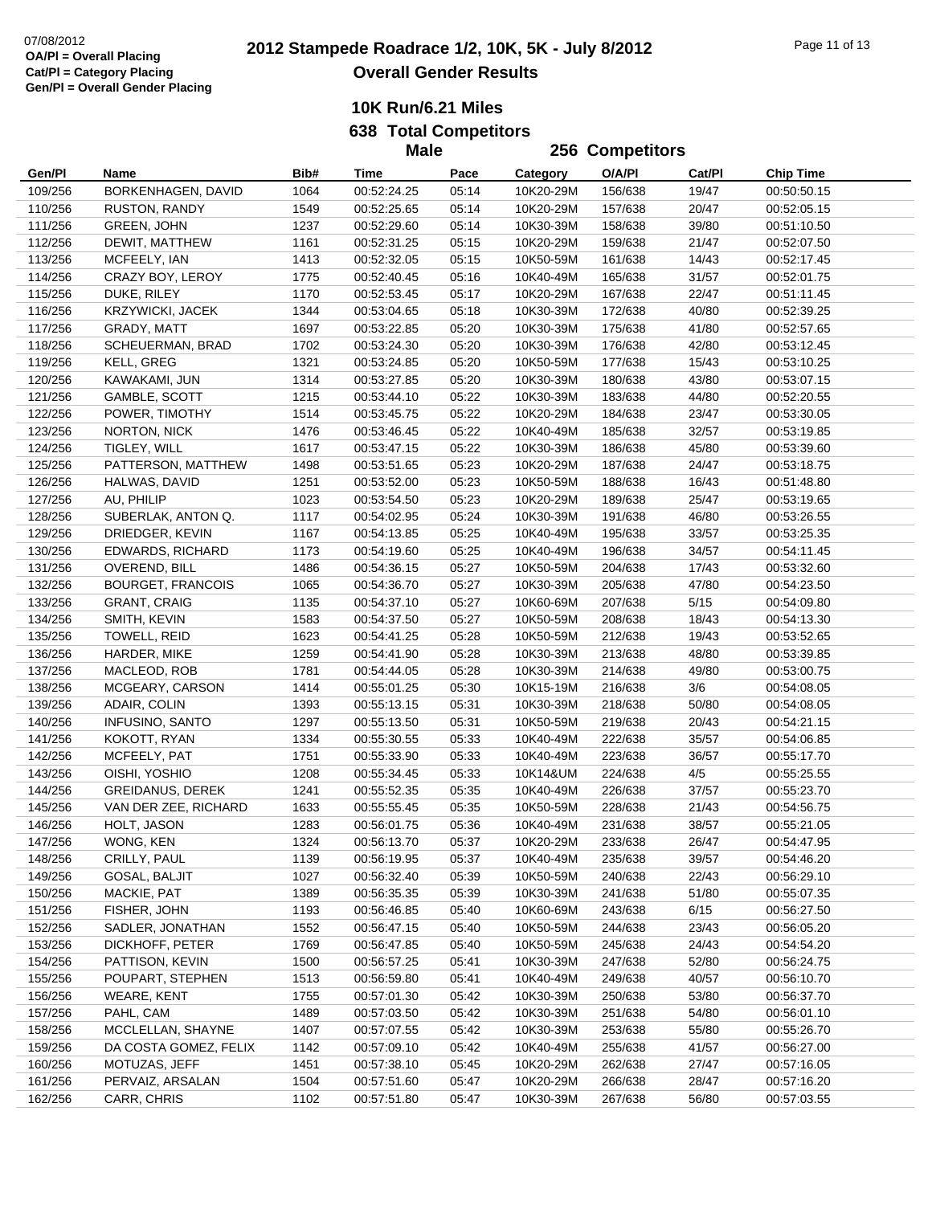07/08/2012
**OA/Pl = Overall Placing**
**Cat/Pl = Category Placing**
**Gen/Pl = Overall Gender Placing**

# 2012 Stampede Roadrace 1/2, 10K, 5K - July 8/2012

## Overall Gender Results

### 10K Run/6.21 Miles

### 638 Total Competitors

### Male 256 Competitors

| Gen/Pl | Name | Bib# | Time | Pace | Category | O/A/Pl | Cat/Pl | Chip Time |
|---|---|---|---|---|---|---|---|---|
| 109/256 | BORKENHAGEN, DAVID | 1064 | 00:52:24.25 | 05:14 | 10K20-29M | 156/638 | 19/47 | 00:50:50.15 |
| 110/256 | RUSTON, RANDY | 1549 | 00:52:25.65 | 05:14 | 10K20-29M | 157/638 | 20/47 | 00:52:05.15 |
| 111/256 | GREEN, JOHN | 1237 | 00:52:29.60 | 05:14 | 10K30-39M | 158/638 | 39/80 | 00:51:10.50 |
| 112/256 | DEWIT, MATTHEW | 1161 | 00:52:31.25 | 05:15 | 10K20-29M | 159/638 | 21/47 | 00:52:07.50 |
| 113/256 | MCFEELY, IAN | 1413 | 00:52:32.05 | 05:15 | 10K50-59M | 161/638 | 14/43 | 00:52:17.45 |
| 114/256 | CRAZY BOY, LEROY | 1775 | 00:52:40.45 | 05:16 | 10K40-49M | 165/638 | 31/57 | 00:52:01.75 |
| 115/256 | DUKE, RILEY | 1170 | 00:52:53.45 | 05:17 | 10K20-29M | 167/638 | 22/47 | 00:51:11.45 |
| 116/256 | KRZYWICKI, JACEK | 1344 | 00:53:04.65 | 05:18 | 10K30-39M | 172/638 | 40/80 | 00:52:39.25 |
| 117/256 | GRADY, MATT | 1697 | 00:53:22.85 | 05:20 | 10K30-39M | 175/638 | 41/80 | 00:52:57.65 |
| 118/256 | SCHEUERMAN, BRAD | 1702 | 00:53:24.30 | 05:20 | 10K30-39M | 176/638 | 42/80 | 00:53:12.45 |
| 119/256 | KELL, GREG | 1321 | 00:53:24.85 | 05:20 | 10K50-59M | 177/638 | 15/43 | 00:53:10.25 |
| 120/256 | KAWAKAMI, JUN | 1314 | 00:53:27.85 | 05:20 | 10K30-39M | 180/638 | 43/80 | 00:53:07.15 |
| 121/256 | GAMBLE, SCOTT | 1215 | 00:53:44.10 | 05:22 | 10K30-39M | 183/638 | 44/80 | 00:52:20.55 |
| 122/256 | POWER, TIMOTHY | 1514 | 00:53:45.75 | 05:22 | 10K20-29M | 184/638 | 23/47 | 00:53:30.05 |
| 123/256 | NORTON, NICK | 1476 | 00:53:46.45 | 05:22 | 10K40-49M | 185/638 | 32/57 | 00:53:19.85 |
| 124/256 | TIGLEY, WILL | 1617 | 00:53:47.15 | 05:22 | 10K30-39M | 186/638 | 45/80 | 00:53:39.60 |
| 125/256 | PATTERSON, MATTHEW | 1498 | 00:53:51.65 | 05:23 | 10K20-29M | 187/638 | 24/47 | 00:53:18.75 |
| 126/256 | HALWAS, DAVID | 1251 | 00:53:52.00 | 05:23 | 10K50-59M | 188/638 | 16/43 | 00:51:48.80 |
| 127/256 | AU, PHILIP | 1023 | 00:53:54.50 | 05:23 | 10K20-29M | 189/638 | 25/47 | 00:53:19.65 |
| 128/256 | SUBERLAK, ANTON Q. | 1117 | 00:54:02.95 | 05:24 | 10K30-39M | 191/638 | 46/80 | 00:53:26.55 |
| 129/256 | DRIEDGER, KEVIN | 1167 | 00:54:13.85 | 05:25 | 10K40-49M | 195/638 | 33/57 | 00:53:25.35 |
| 130/256 | EDWARDS, RICHARD | 1173 | 00:54:19.60 | 05:25 | 10K40-49M | 196/638 | 34/57 | 00:54:11.45 |
| 131/256 | OVEREND, BILL | 1486 | 00:54:36.15 | 05:27 | 10K50-59M | 204/638 | 17/43 | 00:53:32.60 |
| 132/256 | BOURGET, FRANCOIS | 1065 | 00:54:36.70 | 05:27 | 10K30-39M | 205/638 | 47/80 | 00:54:23.50 |
| 133/256 | GRANT, CRAIG | 1135 | 00:54:37.10 | 05:27 | 10K60-69M | 207/638 | 5/15 | 00:54:09.80 |
| 134/256 | SMITH, KEVIN | 1583 | 00:54:37.50 | 05:27 | 10K50-59M | 208/638 | 18/43 | 00:54:13.30 |
| 135/256 | TOWELL, REID | 1623 | 00:54:41.25 | 05:28 | 10K50-59M | 212/638 | 19/43 | 00:53:52.65 |
| 136/256 | HARDER, MIKE | 1259 | 00:54:41.90 | 05:28 | 10K30-39M | 213/638 | 48/80 | 00:53:39.85 |
| 137/256 | MACLEOD, ROB | 1781 | 00:54:44.05 | 05:28 | 10K30-39M | 214/638 | 49/80 | 00:53:00.75 |
| 138/256 | MCGEARY, CARSON | 1414 | 00:55:01.25 | 05:30 | 10K15-19M | 216/638 | 3/6 | 00:54:08.05 |
| 139/256 | ADAIR, COLIN | 1393 | 00:55:13.15 | 05:31 | 10K30-39M | 218/638 | 50/80 | 00:54:08.05 |
| 140/256 | INFUSINO, SANTO | 1297 | 00:55:13.50 | 05:31 | 10K50-59M | 219/638 | 20/43 | 00:54:21.15 |
| 141/256 | KOKOTT, RYAN | 1334 | 00:55:30.55 | 05:33 | 10K40-49M | 222/638 | 35/57 | 00:54:06.85 |
| 142/256 | MCFEELY, PAT | 1751 | 00:55:33.90 | 05:33 | 10K40-49M | 223/638 | 36/57 | 00:55:17.70 |
| 143/256 | OISHI, YOSHIO | 1208 | 00:55:34.45 | 05:33 | 10K14&UM | 224/638 | 4/5 | 00:55:25.55 |
| 144/256 | GREIDANUS, DEREK | 1241 | 00:55:52.35 | 05:35 | 10K40-49M | 226/638 | 37/57 | 00:55:23.70 |
| 145/256 | VAN DER ZEE, RICHARD | 1633 | 00:55:55.45 | 05:35 | 10K50-59M | 228/638 | 21/43 | 00:54:56.75 |
| 146/256 | HOLT, JASON | 1283 | 00:56:01.75 | 05:36 | 10K40-49M | 231/638 | 38/57 | 00:55:21.05 |
| 147/256 | WONG, KEN | 1324 | 00:56:13.70 | 05:37 | 10K20-29M | 233/638 | 26/47 | 00:54:47.95 |
| 148/256 | CRILLY, PAUL | 1139 | 00:56:19.95 | 05:37 | 10K40-49M | 235/638 | 39/57 | 00:54:46.20 |
| 149/256 | GOSAL, BALJIT | 1027 | 00:56:32.40 | 05:39 | 10K50-59M | 240/638 | 22/43 | 00:56:29.10 |
| 150/256 | MACKIE, PAT | 1389 | 00:56:35.35 | 05:39 | 10K30-39M | 241/638 | 51/80 | 00:55:07.35 |
| 151/256 | FISHER, JOHN | 1193 | 00:56:46.85 | 05:40 | 10K60-69M | 243/638 | 6/15 | 00:56:27.50 |
| 152/256 | SADLER, JONATHAN | 1552 | 00:56:47.15 | 05:40 | 10K50-59M | 244/638 | 23/43 | 00:56:05.20 |
| 153/256 | DICKHOFF, PETER | 1769 | 00:56:47.85 | 05:40 | 10K50-59M | 245/638 | 24/43 | 00:54:54.20 |
| 154/256 | PATTISON, KEVIN | 1500 | 00:56:57.25 | 05:41 | 10K30-39M | 247/638 | 52/80 | 00:56:24.75 |
| 155/256 | POUPART, STEPHEN | 1513 | 00:56:59.80 | 05:41 | 10K40-49M | 249/638 | 40/57 | 00:56:10.70 |
| 156/256 | WEARE, KENT | 1755 | 00:57:01.30 | 05:42 | 10K30-39M | 250/638 | 53/80 | 00:56:37.70 |
| 157/256 | PAHL, CAM | 1489 | 00:57:03.50 | 05:42 | 10K30-39M | 251/638 | 54/80 | 00:56:01.10 |
| 158/256 | MCCLELLAN, SHAYNE | 1407 | 00:57:07.55 | 05:42 | 10K30-39M | 253/638 | 55/80 | 00:55:26.70 |
| 159/256 | DA COSTA GOMEZ, FELIX | 1142 | 00:57:09.10 | 05:42 | 10K40-49M | 255/638 | 41/57 | 00:56:27.00 |
| 160/256 | MOTUZAS, JEFF | 1451 | 00:57:38.10 | 05:45 | 10K20-29M | 262/638 | 27/47 | 00:57:16.05 |
| 161/256 | PERVAIZ, ARSALAN | 1504 | 00:57:51.60 | 05:47 | 10K20-29M | 266/638 | 28/47 | 00:57:16.20 |
| 162/256 | CARR, CHRIS | 1102 | 00:57:51.80 | 05:47 | 10K30-39M | 267/638 | 56/80 | 00:57:03.55 |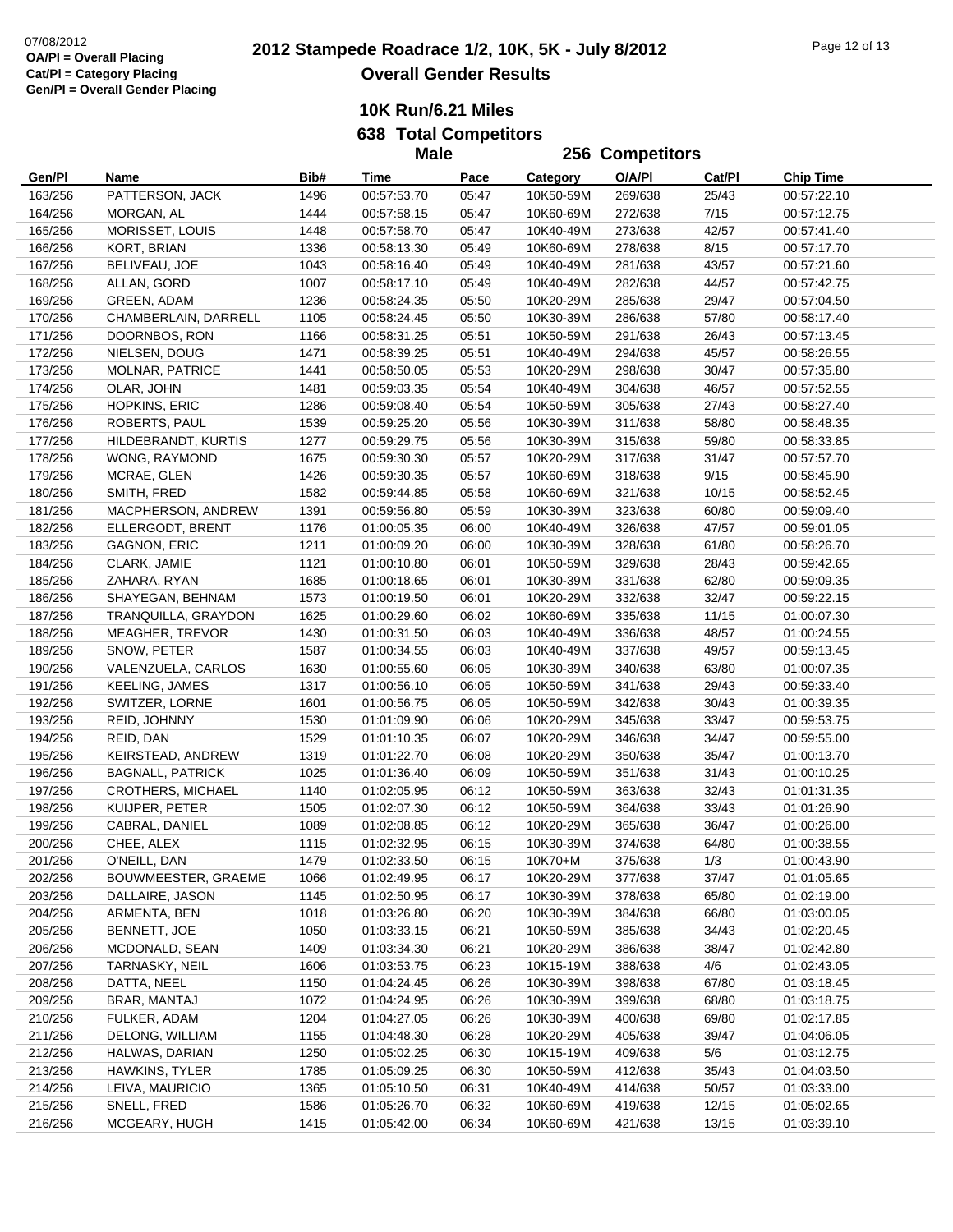07/08/2012
**OA/Pl = Overall Placing**
**Cat/Pl = Category Placing**
**Gen/Pl = Overall Gender Placing**

# 2012 Stampede Roadrace 1/2, 10K, 5K - July 8/2012

## Overall Gender Results

### 10K Run/6.21 Miles

**638 Total Competitors**

**Male 256 Competitors**

| Gen/Pl | Name | Bib# | Time | Pace | Category | O/A/Pl | Cat/Pl | Chip Time |
|---|---|---|---|---|---|---|---|---|
| 163/256 | PATTERSON, JACK | 1496 | 00:57:53.70 | 05:47 | 10K50-59M | 269/638 | 25/43 | 00:57:22.10 |
| 164/256 | MORGAN, AL | 1444 | 00:57:58.15 | 05:47 | 10K60-69M | 272/638 | 7/15 | 00:57:12.75 |
| 165/256 | MORISSET, LOUIS | 1448 | 00:57:58.70 | 05:47 | 10K40-49M | 273/638 | 42/57 | 00:57:41.40 |
| 166/256 | KORT, BRIAN | 1336 | 00:58:13.30 | 05:49 | 10K60-69M | 278/638 | 8/15 | 00:57:17.70 |
| 167/256 | BELIVEAU, JOE | 1043 | 00:58:16.40 | 05:49 | 10K40-49M | 281/638 | 43/57 | 00:57:21.60 |
| 168/256 | ALLAN, GORD | 1007 | 00:58:17.10 | 05:49 | 10K40-49M | 282/638 | 44/57 | 00:57:42.75 |
| 169/256 | GREEN, ADAM | 1236 | 00:58:24.35 | 05:50 | 10K20-29M | 285/638 | 29/47 | 00:57:04.50 |
| 170/256 | CHAMBERLAIN, DARRELL | 1105 | 00:58:24.45 | 05:50 | 10K30-39M | 286/638 | 57/80 | 00:58:17.40 |
| 171/256 | DOORNBOS, RON | 1166 | 00:58:31.25 | 05:51 | 10K50-59M | 291/638 | 26/43 | 00:57:13.45 |
| 172/256 | NIELSEN, DOUG | 1471 | 00:58:39.25 | 05:51 | 10K40-49M | 294/638 | 45/57 | 00:58:26.55 |
| 173/256 | MOLNAR, PATRICE | 1441 | 00:58:50.05 | 05:53 | 10K20-29M | 298/638 | 30/47 | 00:57:35.80 |
| 174/256 | OLAR, JOHN | 1481 | 00:59:03.35 | 05:54 | 10K40-49M | 304/638 | 46/57 | 00:57:52.55 |
| 175/256 | HOPKINS, ERIC | 1286 | 00:59:08.40 | 05:54 | 10K50-59M | 305/638 | 27/43 | 00:58:27.40 |
| 176/256 | ROBERTS, PAUL | 1539 | 00:59:25.20 | 05:56 | 10K30-39M | 311/638 | 58/80 | 00:58:48.35 |
| 177/256 | HILDEBRANDT, KURTIS | 1277 | 00:59:29.75 | 05:56 | 10K30-39M | 315/638 | 59/80 | 00:58:33.85 |
| 178/256 | WONG, RAYMOND | 1675 | 00:59:30.30 | 05:57 | 10K20-29M | 317/638 | 31/47 | 00:57:57.70 |
| 179/256 | MCRAE, GLEN | 1426 | 00:59:30.35 | 05:57 | 10K60-69M | 318/638 | 9/15 | 00:58:45.90 |
| 180/256 | SMITH, FRED | 1582 | 00:59:44.85 | 05:58 | 10K60-69M | 321/638 | 10/15 | 00:58:52.45 |
| 181/256 | MACPHERSON, ANDREW | 1391 | 00:59:56.80 | 05:59 | 10K30-39M | 323/638 | 60/80 | 00:59:09.40 |
| 182/256 | ELLERGODT, BRENT | 1176 | 01:00:05.35 | 06:00 | 10K40-49M | 326/638 | 47/57 | 00:59:01.05 |
| 183/256 | GAGNON, ERIC | 1211 | 01:00:09.20 | 06:00 | 10K30-39M | 328/638 | 61/80 | 00:58:26.70 |
| 184/256 | CLARK, JAMIE | 1121 | 01:00:10.80 | 06:01 | 10K50-59M | 329/638 | 28/43 | 00:59:42.65 |
| 185/256 | ZAHARA, RYAN | 1685 | 01:00:18.65 | 06:01 | 10K30-39M | 331/638 | 62/80 | 00:59:09.35 |
| 186/256 | SHAYEGAN, BEHNAM | 1573 | 01:00:19.50 | 06:01 | 10K20-29M | 332/638 | 32/47 | 00:59:22.15 |
| 187/256 | TRANQUILLA, GRAYDON | 1625 | 01:00:29.60 | 06:02 | 10K60-69M | 335/638 | 11/15 | 01:00:07.30 |
| 188/256 | MEAGHER, TREVOR | 1430 | 01:00:31.50 | 06:03 | 10K40-49M | 336/638 | 48/57 | 01:00:24.55 |
| 189/256 | SNOW, PETER | 1587 | 01:00:34.55 | 06:03 | 10K40-49M | 337/638 | 49/57 | 00:59:13.45 |
| 190/256 | VALENZUELA, CARLOS | 1630 | 01:00:55.60 | 06:05 | 10K30-39M | 340/638 | 63/80 | 01:00:07.35 |
| 191/256 | KEELING, JAMES | 1317 | 01:00:56.10 | 06:05 | 10K50-59M | 341/638 | 29/43 | 00:59:33.40 |
| 192/256 | SWITZER, LORNE | 1601 | 01:00:56.75 | 06:05 | 10K50-59M | 342/638 | 30/43 | 01:00:39.35 |
| 193/256 | REID, JOHNNY | 1530 | 01:01:09.90 | 06:06 | 10K20-29M | 345/638 | 33/47 | 00:59:53.75 |
| 194/256 | REID, DAN | 1529 | 01:01:10.35 | 06:07 | 10K20-29M | 346/638 | 34/47 | 00:59:55.00 |
| 195/256 | KEIRSTEAD, ANDREW | 1319 | 01:01:22.70 | 06:08 | 10K20-29M | 350/638 | 35/47 | 01:00:13.70 |
| 196/256 | BAGNALL, PATRICK | 1025 | 01:01:36.40 | 06:09 | 10K50-59M | 351/638 | 31/43 | 01:00:10.25 |
| 197/256 | CROTHERS, MICHAEL | 1140 | 01:02:05.95 | 06:12 | 10K50-59M | 363/638 | 32/43 | 01:01:31.35 |
| 198/256 | KUIJPER, PETER | 1505 | 01:02:07.30 | 06:12 | 10K50-59M | 364/638 | 33/43 | 01:01:26.90 |
| 199/256 | CABRAL, DANIEL | 1089 | 01:02:08.85 | 06:12 | 10K20-29M | 365/638 | 36/47 | 01:00:26.00 |
| 200/256 | CHEE, ALEX | 1115 | 01:02:32.95 | 06:15 | 10K30-39M | 374/638 | 64/80 | 01:00:38.55 |
| 201/256 | O'NEILL, DAN | 1479 | 01:02:33.50 | 06:15 | 10K70+M | 375/638 | 1/3 | 01:00:43.90 |
| 202/256 | BOUWMEESTER, GRAEME | 1066 | 01:02:49.95 | 06:17 | 10K20-29M | 377/638 | 37/47 | 01:01:05.65 |
| 203/256 | DALLAIRE, JASON | 1145 | 01:02:50.95 | 06:17 | 10K30-39M | 378/638 | 65/80 | 01:02:19.00 |
| 204/256 | ARMENTA, BEN | 1018 | 01:03:26.80 | 06:20 | 10K30-39M | 384/638 | 66/80 | 01:03:00.05 |
| 205/256 | BENNETT, JOE | 1050 | 01:03:33.15 | 06:21 | 10K50-59M | 385/638 | 34/43 | 01:02:20.45 |
| 206/256 | MCDONALD, SEAN | 1409 | 01:03:34.30 | 06:21 | 10K20-29M | 386/638 | 38/47 | 01:02:42.80 |
| 207/256 | TARNASKY, NEIL | 1606 | 01:03:53.75 | 06:23 | 10K15-19M | 388/638 | 4/6 | 01:02:43.05 |
| 208/256 | DATTA, NEEL | 1150 | 01:04:24.45 | 06:26 | 10K30-39M | 398/638 | 67/80 | 01:03:18.45 |
| 209/256 | BRAR, MANTAJ | 1072 | 01:04:24.95 | 06:26 | 10K30-39M | 399/638 | 68/80 | 01:03:18.75 |
| 210/256 | FULKER, ADAM | 1204 | 01:04:27.05 | 06:26 | 10K30-39M | 400/638 | 69/80 | 01:02:17.85 |
| 211/256 | DELONG, WILLIAM | 1155 | 01:04:48.30 | 06:28 | 10K20-29M | 405/638 | 39/47 | 01:04:06.05 |
| 212/256 | HALWAS, DARIAN | 1250 | 01:05:02.25 | 06:30 | 10K15-19M | 409/638 | 5/6 | 01:03:12.75 |
| 213/256 | HAWKINS, TYLER | 1785 | 01:05:09.25 | 06:30 | 10K50-59M | 412/638 | 35/43 | 01:04:03.50 |
| 214/256 | LEIVA, MAURICIO | 1365 | 01:05:10.50 | 06:31 | 10K40-49M | 414/638 | 50/57 | 01:03:33.00 |
| 215/256 | SNELL, FRED | 1586 | 01:05:26.70 | 06:32 | 10K60-69M | 419/638 | 12/15 | 01:05:02.65 |
| 216/256 | MCGEARY, HUGH | 1415 | 01:05:42.00 | 06:34 | 10K60-69M | 421/638 | 13/15 | 01:03:39.10 |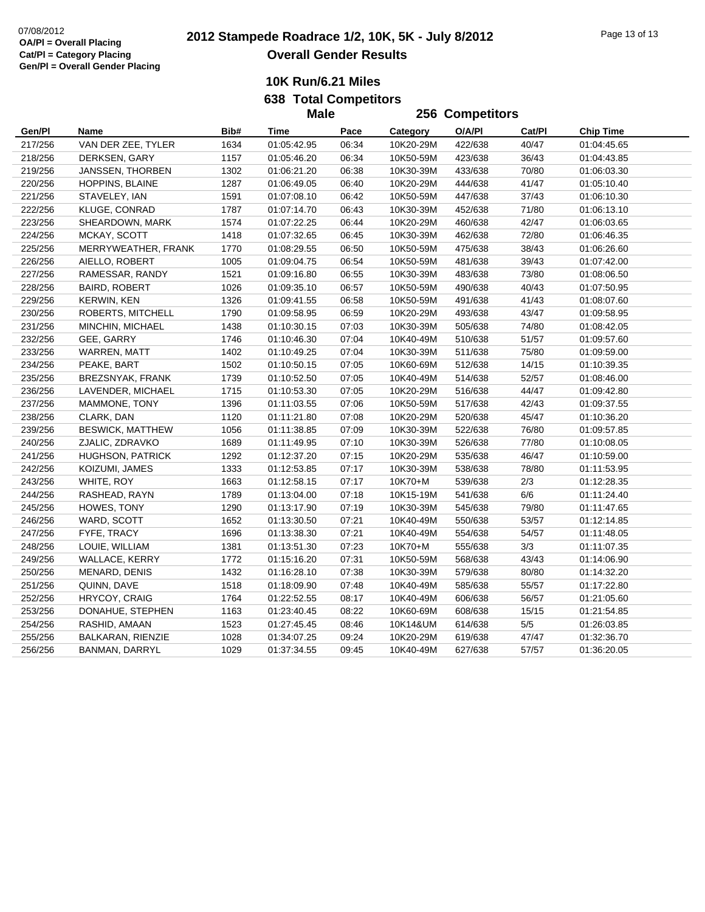# 2012 Stampede Roadrace 1/2, 10K, 5K - July 8/2012

07/08/2012
**OA/Pl = Overall Placing**
**Cat/Pl = Category Placing**
**Gen/Pl = Overall Gender Placing**

## Overall Gender Results

### 10K Run/6.21 Miles

### 638 Total Competitors

### Male 256 Competitors

| Gen/Pl | Name | Bib# | Time | Pace | Category | O/A/Pl | Cat/Pl | Chip Time |
|---|---|---|---|---|---|---|---|---|
| 217/256 | VAN DER ZEE, TYLER | 1634 | 01:05:42.95 | 06:34 | 10K20-29M | 422/638 | 40/47 | 01:04:45.65 |
| 218/256 | DERKSEN, GARY | 1157 | 01:05:46.20 | 06:34 | 10K50-59M | 423/638 | 36/43 | 01:04:43.85 |
| 219/256 | JANSSEN, THORBEN | 1302 | 01:06:21.20 | 06:38 | 10K30-39M | 433/638 | 70/80 | 01:06:03.30 |
| 220/256 | HOPPINS, BLAINE | 1287 | 01:06:49.05 | 06:40 | 10K20-29M | 444/638 | 41/47 | 01:05:10.40 |
| 221/256 | STAVELEY, IAN | 1591 | 01:07:08.10 | 06:42 | 10K50-59M | 447/638 | 37/43 | 01:06:10.30 |
| 222/256 | KLUGE, CONRAD | 1787 | 01:07:14.70 | 06:43 | 10K30-39M | 452/638 | 71/80 | 01:06:13.10 |
| 223/256 | SHEARDOWN, MARK | 1574 | 01:07:22.25 | 06:44 | 10K20-29M | 460/638 | 42/47 | 01:06:03.65 |
| 224/256 | MCKAY, SCOTT | 1418 | 01:07:32.65 | 06:45 | 10K30-39M | 462/638 | 72/80 | 01:06:46.35 |
| 225/256 | MERRYWEATHER, FRANK | 1770 | 01:08:29.55 | 06:50 | 10K50-59M | 475/638 | 38/43 | 01:06:26.60 |
| 226/256 | AIELLO, ROBERT | 1005 | 01:09:04.75 | 06:54 | 10K50-59M | 481/638 | 39/43 | 01:07:42.00 |
| 227/256 | RAMESSAR, RANDY | 1521 | 01:09:16.80 | 06:55 | 10K30-39M | 483/638 | 73/80 | 01:08:06.50 |
| 228/256 | BAIRD, ROBERT | 1026 | 01:09:35.10 | 06:57 | 10K50-59M | 490/638 | 40/43 | 01:07:50.95 |
| 229/256 | KERWIN, KEN | 1326 | 01:09:41.55 | 06:58 | 10K50-59M | 491/638 | 41/43 | 01:08:07.60 |
| 230/256 | ROBERTS, MITCHELL | 1790 | 01:09:58.95 | 06:59 | 10K20-29M | 493/638 | 43/47 | 01:09:58.95 |
| 231/256 | MINCHIN, MICHAEL | 1438 | 01:10:30.15 | 07:03 | 10K30-39M | 505/638 | 74/80 | 01:08:42.05 |
| 232/256 | GEE, GARRY | 1746 | 01:10:46.30 | 07:04 | 10K40-49M | 510/638 | 51/57 | 01:09:57.60 |
| 233/256 | WARREN, MATT | 1402 | 01:10:49.25 | 07:04 | 10K30-39M | 511/638 | 75/80 | 01:09:59.00 |
| 234/256 | PEAKE, BART | 1502 | 01:10:50.15 | 07:05 | 10K60-69M | 512/638 | 14/15 | 01:10:39.35 |
| 235/256 | BREZSNYAK, FRANK | 1739 | 01:10:52.50 | 07:05 | 10K40-49M | 514/638 | 52/57 | 01:08:46.00 |
| 236/256 | LAVENDER, MICHAEL | 1715 | 01:10:53.30 | 07:05 | 10K20-29M | 516/638 | 44/47 | 01:09:42.80 |
| 237/256 | MAMMONE, TONY | 1396 | 01:11:03.55 | 07:06 | 10K50-59M | 517/638 | 42/43 | 01:09:37.55 |
| 238/256 | CLARK, DAN | 1120 | 01:11:21.80 | 07:08 | 10K20-29M | 520/638 | 45/47 | 01:10:36.20 |
| 239/256 | BESWICK, MATTHEW | 1056 | 01:11:38.85 | 07:09 | 10K30-39M | 522/638 | 76/80 | 01:09:57.85 |
| 240/256 | ZJALIC, ZDRAVKO | 1689 | 01:11:49.95 | 07:10 | 10K30-39M | 526/638 | 77/80 | 01:10:08.05 |
| 241/256 | HUGHSON, PATRICK | 1292 | 01:12:37.20 | 07:15 | 10K20-29M | 535/638 | 46/47 | 01:10:59.00 |
| 242/256 | KOIZUMI, JAMES | 1333 | 01:12:53.85 | 07:17 | 10K30-39M | 538/638 | 78/80 | 01:11:53.95 |
| 243/256 | WHITE, ROY | 1663 | 01:12:58.15 | 07:17 | 10K70+M | 539/638 | 2/3 | 01:12:28.35 |
| 244/256 | RASHEAD, RAYN | 1789 | 01:13:04.00 | 07:18 | 10K15-19M | 541/638 | 6/6 | 01:11:24.40 |
| 245/256 | HOWES, TONY | 1290 | 01:13:17.90 | 07:19 | 10K30-39M | 545/638 | 79/80 | 01:11:47.65 |
| 246/256 | WARD, SCOTT | 1652 | 01:13:30.50 | 07:21 | 10K40-49M | 550/638 | 53/57 | 01:12:14.85 |
| 247/256 | FYFE, TRACY | 1696 | 01:13:38.30 | 07:21 | 10K40-49M | 554/638 | 54/57 | 01:11:48.05 |
| 248/256 | LOUIE, WILLIAM | 1381 | 01:13:51.30 | 07:23 | 10K70+M | 555/638 | 3/3 | 01:11:07.35 |
| 249/256 | WALLACE, KERRY | 1772 | 01:15:16.20 | 07:31 | 10K50-59M | 568/638 | 43/43 | 01:14:06.90 |
| 250/256 | MENARD, DENIS | 1432 | 01:16:28.10 | 07:38 | 10K30-39M | 579/638 | 80/80 | 01:14:32.20 |
| 251/256 | QUINN, DAVE | 1518 | 01:18:09.90 | 07:48 | 10K40-49M | 585/638 | 55/57 | 01:17:22.80 |
| 252/256 | HRYCOY, CRAIG | 1764 | 01:22:52.55 | 08:17 | 10K40-49M | 606/638 | 56/57 | 01:21:05.60 |
| 253/256 | DONAHUE, STEPHEN | 1163 | 01:23:40.45 | 08:22 | 10K60-69M | 608/638 | 15/15 | 01:21:54.85 |
| 254/256 | RASHID, AMAAN | 1523 | 01:27:45.45 | 08:46 | 10K14&UM | 614/638 | 5/5 | 01:26:03.85 |
| 255/256 | BALKARAN, RIENZIE | 1028 | 01:34:07.25 | 09:24 | 10K20-29M | 619/638 | 47/47 | 01:32:36.70 |
| 256/256 | BANMAN, DARRYL | 1029 | 01:37:34.55 | 09:45 | 10K40-49M | 627/638 | 57/57 | 01:36:20.05 |